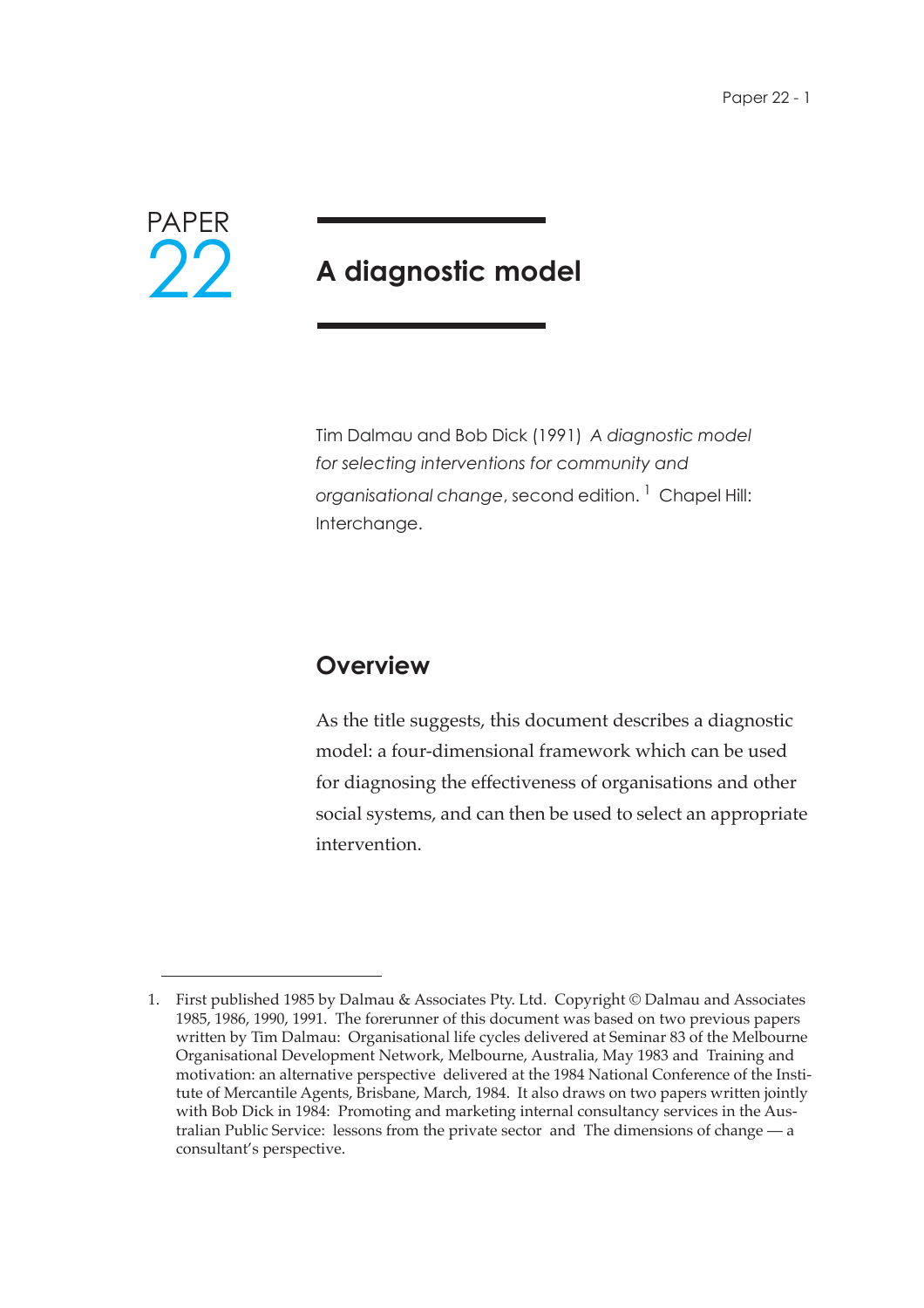# PAPER 22

## A diagnostic model

Tim Dalmau and Bob Dick (1991) *A diagnostic model for selecting interventions for community and organisational change*, second edition.[1] Chapel Hill: Interchange.

## Overview

As the title suggests, this document describes a diagnostic model: a four-dimensional framework which can be used for diagnosing the effectiveness of organisations and other social systems, and can then be used to select an appropriate intervention.

---

1. First published 1985 by Dalmau & Associates Pty. Ltd. Copyright © Dalmau and Associates 1985, 1986, 1990, 1991. The forerunner of this document was based on two previous papers written by Tim Dalmau: Organisational life cycles delivered at Seminar 83 of the Melbourne Organisational Development Network, Melbourne, Australia, May 1983 and Training and motivation: an alternative perspective delivered at the 1984 National Conference of the Institute of Mercantile Agents, Brisbane, March, 1984. It also draws on two papers written jointly with Bob Dick in 1984: Promoting and marketing internal consultancy services in the Australian Public Service: lessons from the private sector and The dimensions of change — a consultant's perspective.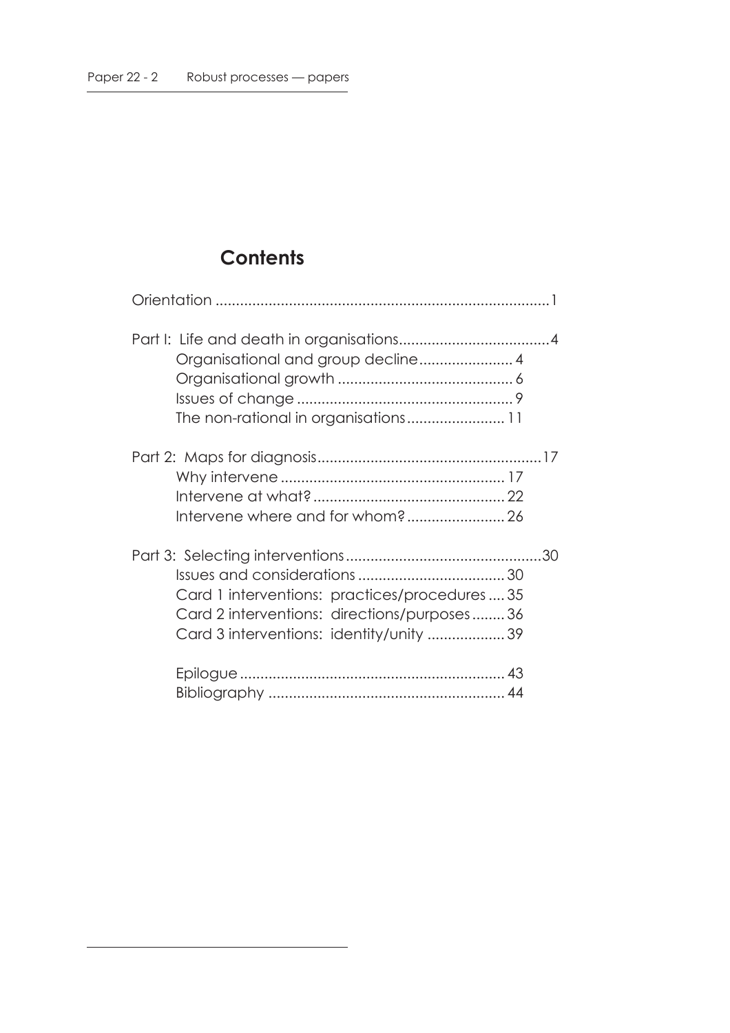## Contents

Orientation ..........1

Part I: Life and death in organisations..........4
- Organisational and group decline..........4
- Organisational growth..........6
- Issues of change..........9
- The non-rational in organisations..........11

Part 2: Maps for diagnosis..........17
- Why intervene..........17
- Intervene at what?..........22
- Intervene where and for whom?..........26

Part 3: Selecting interventions..........30
- Issues and considerations..........30
- Card 1 interventions: practices/procedures..........35
- Card 2 interventions: directions/purposes..........36
- Card 3 interventions: identity/unity..........39

- Epilogue..........43
- Bibliography..........44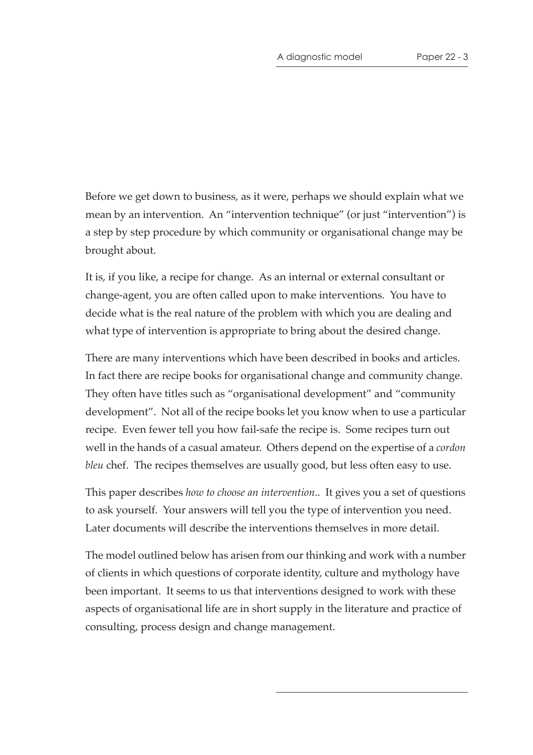Before we get down to business, as it were, perhaps we should explain what we mean by an intervention. An "intervention technique" (or just "intervention") is a step by step procedure by which community or organisational change may be brought about.

It is, if you like, a recipe for change. As an internal or external consultant or change-agent, you are often called upon to make interventions. You have to decide what is the real nature of the problem with which you are dealing and what type of intervention is appropriate to bring about the desired change.

There are many interventions which have been described in books and articles. In fact there are recipe books for organisational change and community change. They often have titles such as "organisational development" and "community development". Not all of the recipe books let you know when to use a particular recipe. Even fewer tell you how fail-safe the recipe is. Some recipes turn out well in the hands of a casual amateur. Others depend on the expertise of a *cordon bleu* chef. The recipes themselves are usually good, but less often easy to use.

This paper describes *how to choose an intervention*.. It gives you a set of questions to ask yourself. Your answers will tell you the type of intervention you need. Later documents will describe the interventions themselves in more detail.

The model outlined below has arisen from our thinking and work with a number of clients in which questions of corporate identity, culture and mythology have been important. It seems to us that interventions designed to work with these aspects of organisational life are in short supply in the literature and practice of consulting, process design and change management.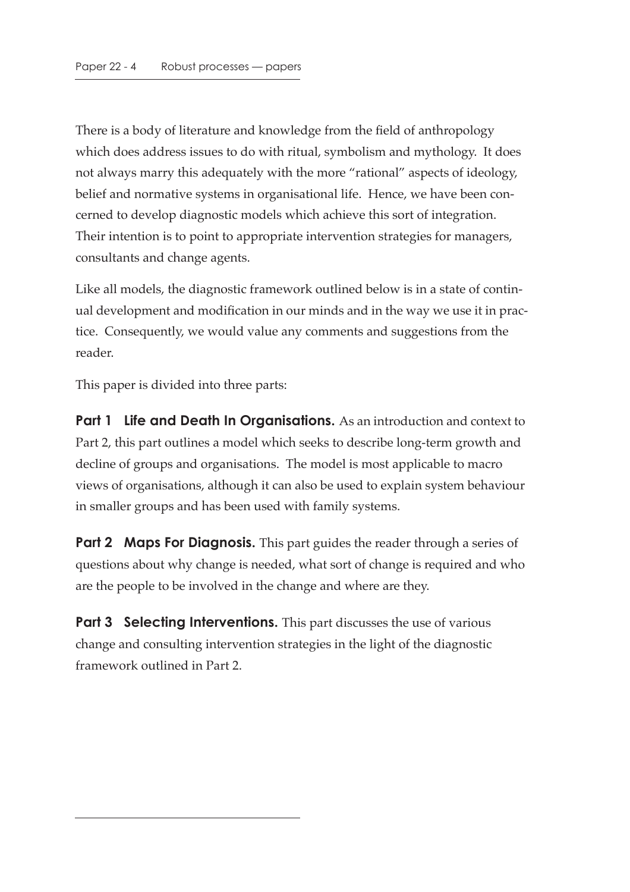There is a body of literature and knowledge from the field of anthropology which does address issues to do with ritual, symbolism and mythology. It does not always marry this adequately with the more "rational" aspects of ideology, belief and normative systems in organisational life. Hence, we have been concerned to develop diagnostic models which achieve this sort of integration. Their intention is to point to appropriate intervention strategies for managers, consultants and change agents.

Like all models, the diagnostic framework outlined below is in a state of continual development and modification in our minds and in the way we use it in practice. Consequently, we would value any comments and suggestions from the reader.

This paper is divided into three parts:

**Part 1 Life and Death In Organisations.** As an introduction and context to Part 2, this part outlines a model which seeks to describe long-term growth and decline of groups and organisations. The model is most applicable to macro views of organisations, although it can also be used to explain system behaviour in smaller groups and has been used with family systems.

**Part 2 Maps For Diagnosis.** This part guides the reader through a series of questions about why change is needed, what sort of change is required and who are the people to be involved in the change and where are they.

**Part 3 Selecting Interventions.** This part discusses the use of various change and consulting intervention strategies in the light of the diagnostic framework outlined in Part 2.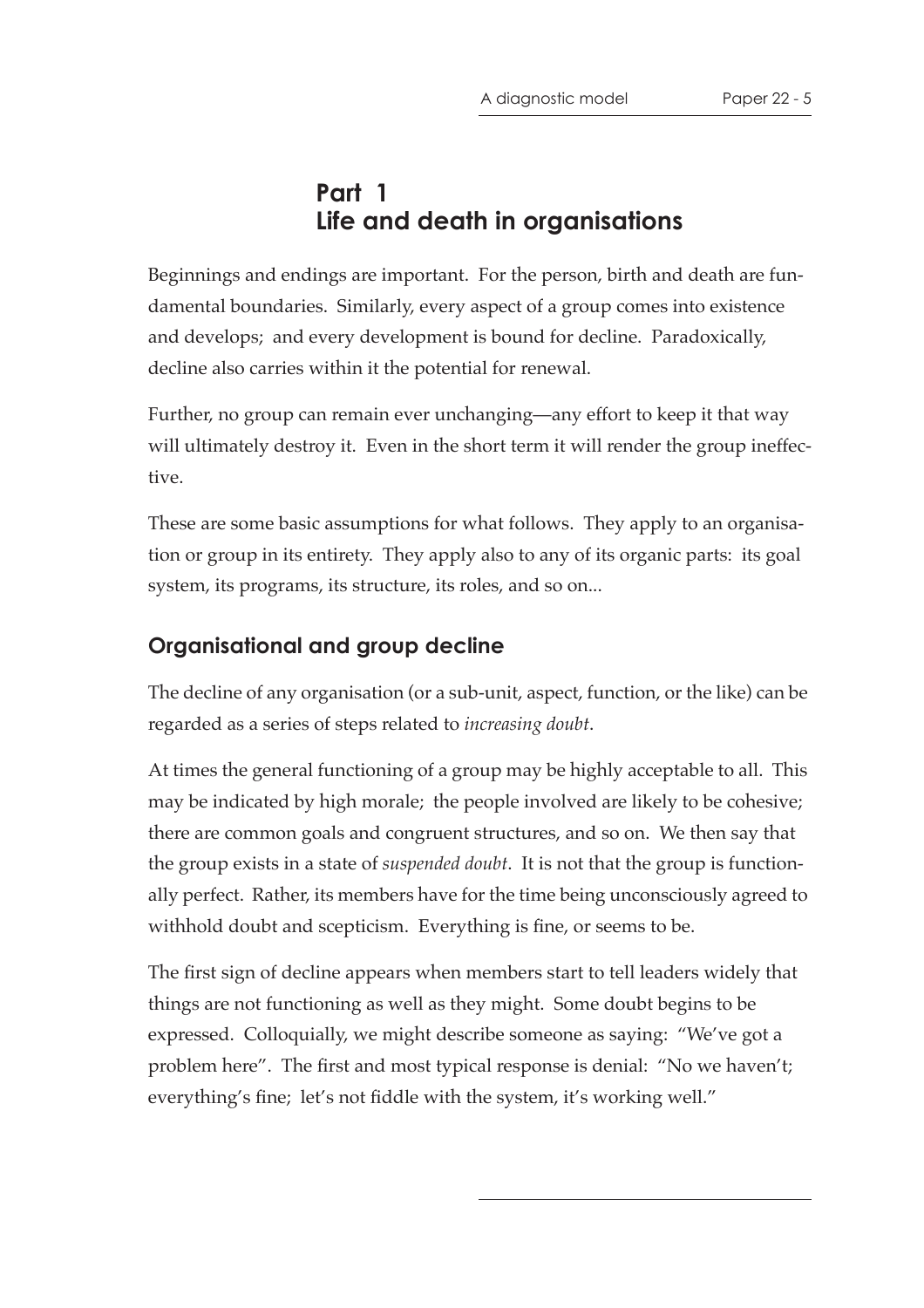# Part 1
# Life and death in organisations

Beginnings and endings are important. For the person, birth and death are fundamental boundaries. Similarly, every aspect of a group comes into existence and develops; and every development is bound for decline. Paradoxically, decline also carries within it the potential for renewal.

Further, no group can remain ever unchanging—any effort to keep it that way will ultimately destroy it. Even in the short term it will render the group ineffective.

These are some basic assumptions for what follows. They apply to an organisation or group in its entirety. They apply also to any of its organic parts: its goal system, its programs, its structure, its roles, and so on...

## Organisational and group decline

The decline of any organisation (or a sub-unit, aspect, function, or the like) can be regarded as a series of steps related to *increasing doubt*.

At times the general functioning of a group may be highly acceptable to all. This may be indicated by high morale; the people involved are likely to be cohesive; there are common goals and congruent structures, and so on. We then say that the group exists in a state of *suspended doubt*. It is not that the group is functionally perfect. Rather, its members have for the time being unconsciously agreed to withhold doubt and scepticism. Everything is fine, or seems to be.

The first sign of decline appears when members start to tell leaders widely that things are not functioning as well as they might. Some doubt begins to be expressed. Colloquially, we might describe someone as saying: "We've got a problem here". The first and most typical response is denial: "No we haven't; everything's fine; let's not fiddle with the system, it's working well."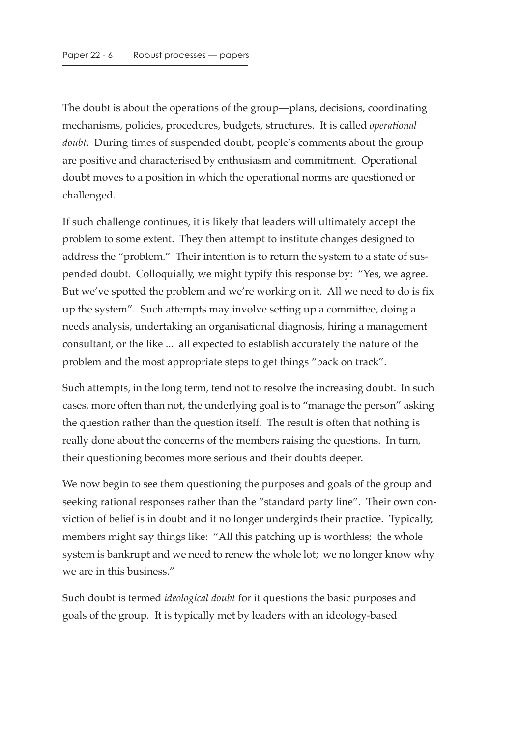The doubt is about the operations of the group—plans, decisions, coordinating mechanisms, policies, procedures, budgets, structures. It is called *operational doubt*. During times of suspended doubt, people's comments about the group are positive and characterised by enthusiasm and commitment. Operational doubt moves to a position in which the operational norms are questioned or challenged.

If such challenge continues, it is likely that leaders will ultimately accept the problem to some extent. They then attempt to institute changes designed to address the "problem." Their intention is to return the system to a state of suspended doubt. Colloquially, we might typify this response by: "Yes, we agree. But we've spotted the problem and we're working on it. All we need to do is fix up the system". Such attempts may involve setting up a committee, doing a needs analysis, undertaking an organisational diagnosis, hiring a management consultant, or the like ... all expected to establish accurately the nature of the problem and the most appropriate steps to get things "back on track".

Such attempts, in the long term, tend not to resolve the increasing doubt. In such cases, more often than not, the underlying goal is to "manage the person" asking the question rather than the question itself. The result is often that nothing is really done about the concerns of the members raising the questions. In turn, their questioning becomes more serious and their doubts deeper.

We now begin to see them questioning the purposes and goals of the group and seeking rational responses rather than the "standard party line". Their own conviction of belief is in doubt and it no longer undergirds their practice. Typically, members might say things like: "All this patching up is worthless; the whole system is bankrupt and we need to renew the whole lot; we no longer know why we are in this business."

Such doubt is termed *ideological doubt* for it questions the basic purposes and goals of the group. It is typically met by leaders with an ideology-based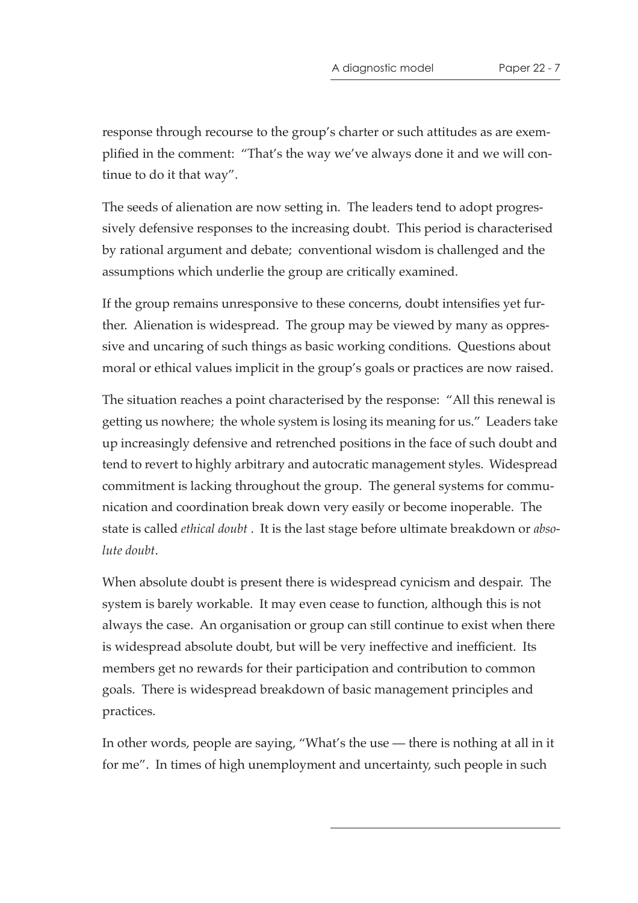response through recourse to the group's charter or such attitudes as are exemplified in the comment: "That's the way we've always done it and we will continue to do it that way".

The seeds of alienation are now setting in. The leaders tend to adopt progressively defensive responses to the increasing doubt. This period is characterised by rational argument and debate; conventional wisdom is challenged and the assumptions which underlie the group are critically examined.

If the group remains unresponsive to these concerns, doubt intensifies yet further. Alienation is widespread. The group may be viewed by many as oppressive and uncaring of such things as basic working conditions. Questions about moral or ethical values implicit in the group's goals or practices are now raised.

The situation reaches a point characterised by the response: "All this renewal is getting us nowhere; the whole system is losing its meaning for us." Leaders take up increasingly defensive and retrenched positions in the face of such doubt and tend to revert to highly arbitrary and autocratic management styles. Widespread commitment is lacking throughout the group. The general systems for communication and coordination break down very easily or become inoperable. The state is called *ethical doubt* . It is the last stage before ultimate breakdown or *absolute doubt*.

When absolute doubt is present there is widespread cynicism and despair. The system is barely workable. It may even cease to function, although this is not always the case. An organisation or group can still continue to exist when there is widespread absolute doubt, but will be very ineffective and inefficient. Its members get no rewards for their participation and contribution to common goals. There is widespread breakdown of basic management principles and practices.

In other words, people are saying, "What's the use — there is nothing at all in it for me". In times of high unemployment and uncertainty, such people in such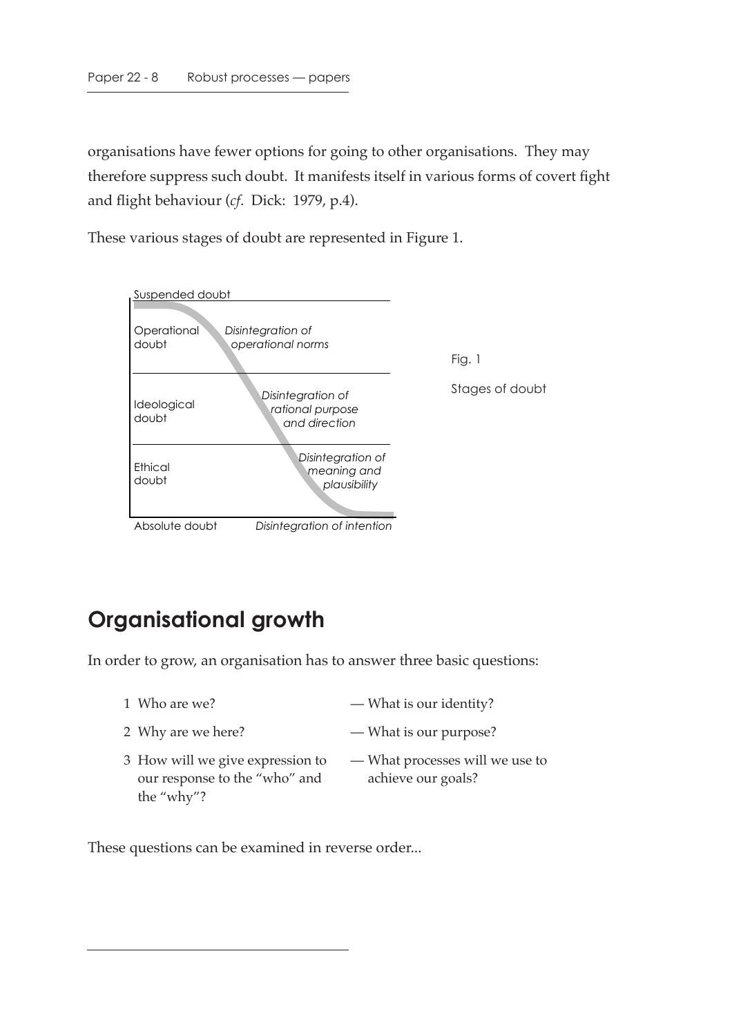organisations have fewer options for going to other organisations. They may therefore suppress such doubt. It manifests itself in various forms of covert fight and flight behaviour (*cf*. Dick: 1979, p.4).

These various stages of doubt are represented in Figure 1.

| | |
|---|---|
| Suspended doubt | |
| Operational doubt | *Disintegration of operational norms* |
| Ideological doubt | *Disintegration of rational purpose and direction* |
| Ethical doubt | *Disintegration of meaning and plausibility* |
| Absolute doubt | *Disintegration of intention* |

Fig. 1

Stages of doubt

## Organisational growth

In order to grow, an organisation has to answer three basic questions:

1. Who are we? — What is our identity?
2. Why are we here? — What is our purpose?
3. How will we give expression to our response to the "who" and the "why"? — What processes will we use to achieve our goals?

These questions can be examined in reverse order...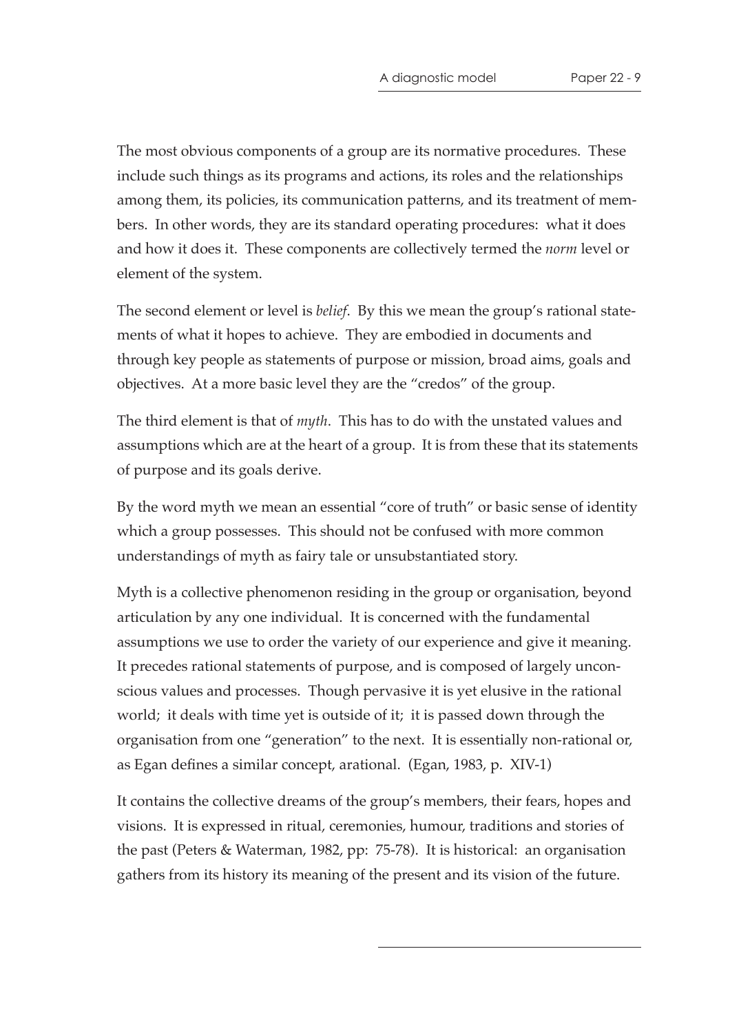The most obvious components of a group are its normative procedures. These include such things as its programs and actions, its roles and the relationships among them, its policies, its communication patterns, and its treatment of members. In other words, they are its standard operating procedures: what it does and how it does it. These components are collectively termed the *norm* level or element of the system.

The second element or level is *belief*. By this we mean the group's rational statements of what it hopes to achieve. They are embodied in documents and through key people as statements of purpose or mission, broad aims, goals and objectives. At a more basic level they are the "credos" of the group.

The third element is that of *myth*. This has to do with the unstated values and assumptions which are at the heart of a group. It is from these that its statements of purpose and its goals derive.

By the word myth we mean an essential "core of truth" or basic sense of identity which a group possesses. This should not be confused with more common understandings of myth as fairy tale or unsubstantiated story.

Myth is a collective phenomenon residing in the group or organisation, beyond articulation by any one individual. It is concerned with the fundamental assumptions we use to order the variety of our experience and give it meaning. It precedes rational statements of purpose, and is composed of largely unconscious values and processes. Though pervasive it is yet elusive in the rational world; it deals with time yet is outside of it; it is passed down through the organisation from one "generation" to the next. It is essentially non-rational or, as Egan defines a similar concept, arational. (Egan, 1983, p. XIV-1)

It contains the collective dreams of the group's members, their fears, hopes and visions. It is expressed in ritual, ceremonies, humour, traditions and stories of the past (Peters & Waterman, 1982, pp: 75-78). It is historical: an organisation gathers from its history its meaning of the present and its vision of the future.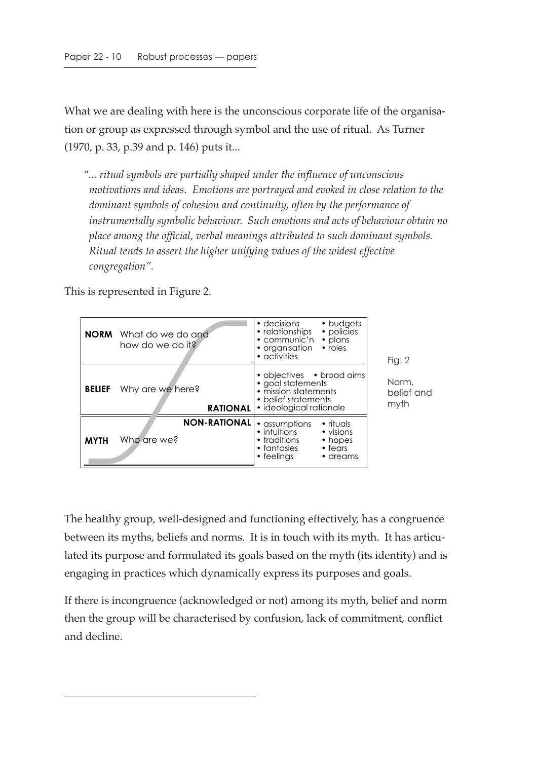What we are dealing with here is the unconscious corporate life of the organisation or group as expressed through symbol and the use of ritual. As Turner (1970, p. 33, p.39 and p. 146) puts it...

> *"... ritual symbols are partially shaped under the influence of unconscious motivations and ideas. Emotions are portrayed and evoked in close relation to the dominant symbols of cohesion and continuity, often by the performance of instrumentally symbolic behaviour. Such emotions and acts of behaviour obtain no place among the official, verbal meanings attributed to such dominant symbols. Ritual tends to assert the higher unifying values of the widest effective congregation".*

This is represented in Figure 2.

| | | |
|---|---|---|
| **NORM** | What do we do and how do we do it? | • decisions • relationships • communic'n • organisation • activities • budgets • policies • plans • roles |
| **BELIEF** | Why are we here? **RATIONAL** | • objectives • broad aims • goal statements • mission statements • belief statements • ideological rationale |
| **MYTH** | **NON-RATIONAL** Who are we? | • assumptions • intuitions • traditions • fantasies • feelings • rituals • visions • hopes • fears • dreams |

Fig. 2

Norm, belief and myth

The healthy group, well-designed and functioning effectively, has a congruence between its myths, beliefs and norms. It is in touch with its myth. It has articulated its purpose and formulated its goals based on the myth (its identity) and is engaging in practices which dynamically express its purposes and goals.

If there is incongruence (acknowledged or not) among its myth, belief and norm then the group will be characterised by confusion, lack of commitment, conflict and decline.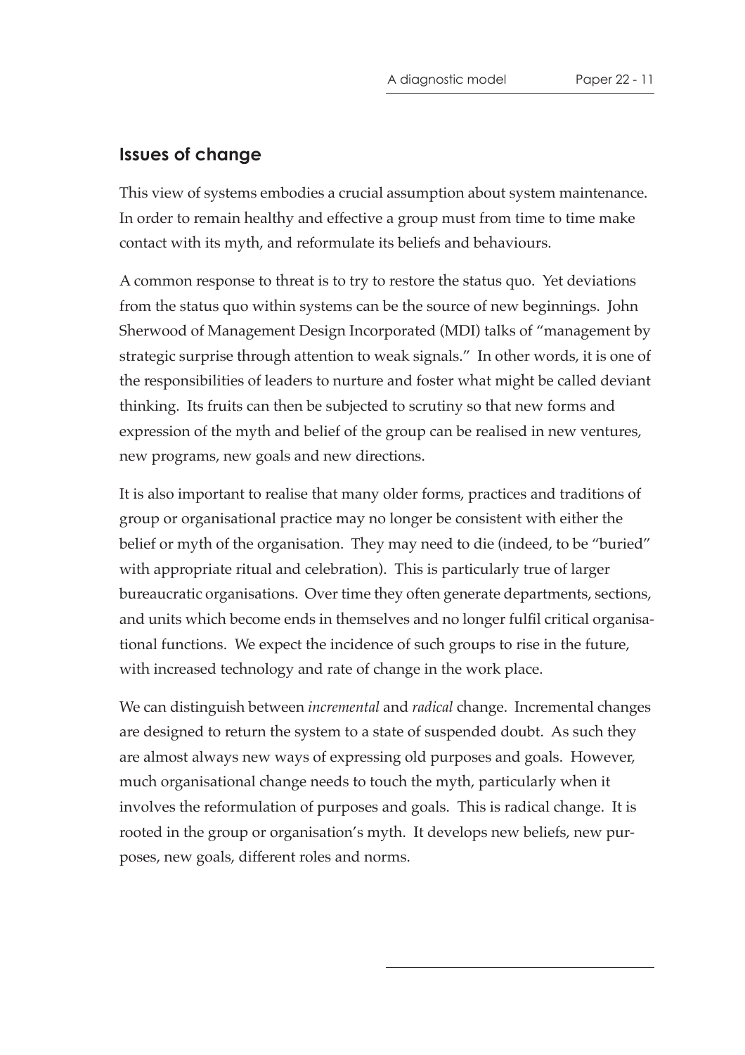## Issues of change

This view of systems embodies a crucial assumption about system maintenance. In order to remain healthy and effective a group must from time to time make contact with its myth, and reformulate its beliefs and behaviours.

A common response to threat is to try to restore the status quo. Yet deviations from the status quo within systems can be the source of new beginnings. John Sherwood of Management Design Incorporated (MDI) talks of "management by strategic surprise through attention to weak signals." In other words, it is one of the responsibilities of leaders to nurture and foster what might be called deviant thinking. Its fruits can then be subjected to scrutiny so that new forms and expression of the myth and belief of the group can be realised in new ventures, new programs, new goals and new directions.

It is also important to realise that many older forms, practices and traditions of group or organisational practice may no longer be consistent with either the belief or myth of the organisation. They may need to die (indeed, to be "buried" with appropriate ritual and celebration). This is particularly true of larger bureaucratic organisations. Over time they often generate departments, sections, and units which become ends in themselves and no longer fulfil critical organisational functions. We expect the incidence of such groups to rise in the future, with increased technology and rate of change in the work place.

We can distinguish between *incremental* and *radical* change. Incremental changes are designed to return the system to a state of suspended doubt. As such they are almost always new ways of expressing old purposes and goals. However, much organisational change needs to touch the myth, particularly when it involves the reformulation of purposes and goals. This is radical change. It is rooted in the group or organisation's myth. It develops new beliefs, new purposes, new goals, different roles and norms.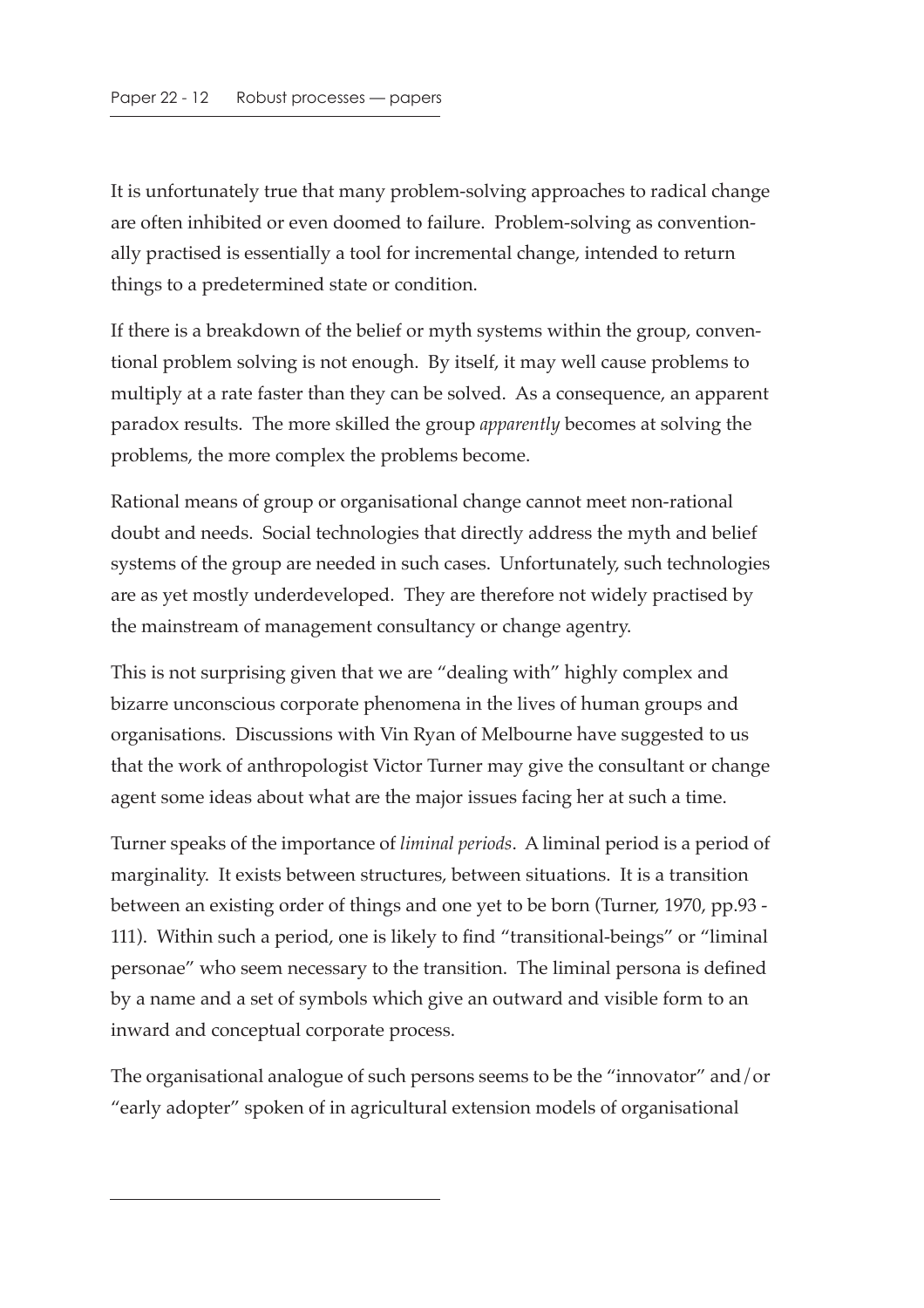It is unfortunately true that many problem-solving approaches to radical change are often inhibited or even doomed to failure. Problem-solving as conventionally practised is essentially a tool for incremental change, intended to return things to a predetermined state or condition.

If there is a breakdown of the belief or myth systems within the group, conventional problem solving is not enough. By itself, it may well cause problems to multiply at a rate faster than they can be solved. As a consequence, an apparent paradox results. The more skilled the group *apparently* becomes at solving the problems, the more complex the problems become.

Rational means of group or organisational change cannot meet non-rational doubt and needs. Social technologies that directly address the myth and belief systems of the group are needed in such cases. Unfortunately, such technologies are as yet mostly underdeveloped. They are therefore not widely practised by the mainstream of management consultancy or change agentry.

This is not surprising given that we are "dealing with" highly complex and bizarre unconscious corporate phenomena in the lives of human groups and organisations. Discussions with Vin Ryan of Melbourne have suggested to us that the work of anthropologist Victor Turner may give the consultant or change agent some ideas about what are the major issues facing her at such a time.

Turner speaks of the importance of *liminal periods*. A liminal period is a period of marginality. It exists between structures, between situations. It is a transition between an existing order of things and one yet to be born (Turner, 1970, pp.93 - 111). Within such a period, one is likely to find "transitional-beings" or "liminal personae" who seem necessary to the transition. The liminal persona is defined by a name and a set of symbols which give an outward and visible form to an inward and conceptual corporate process.

The organisational analogue of such persons seems to be the "innovator" and/or "early adopter" spoken of in agricultural extension models of organisational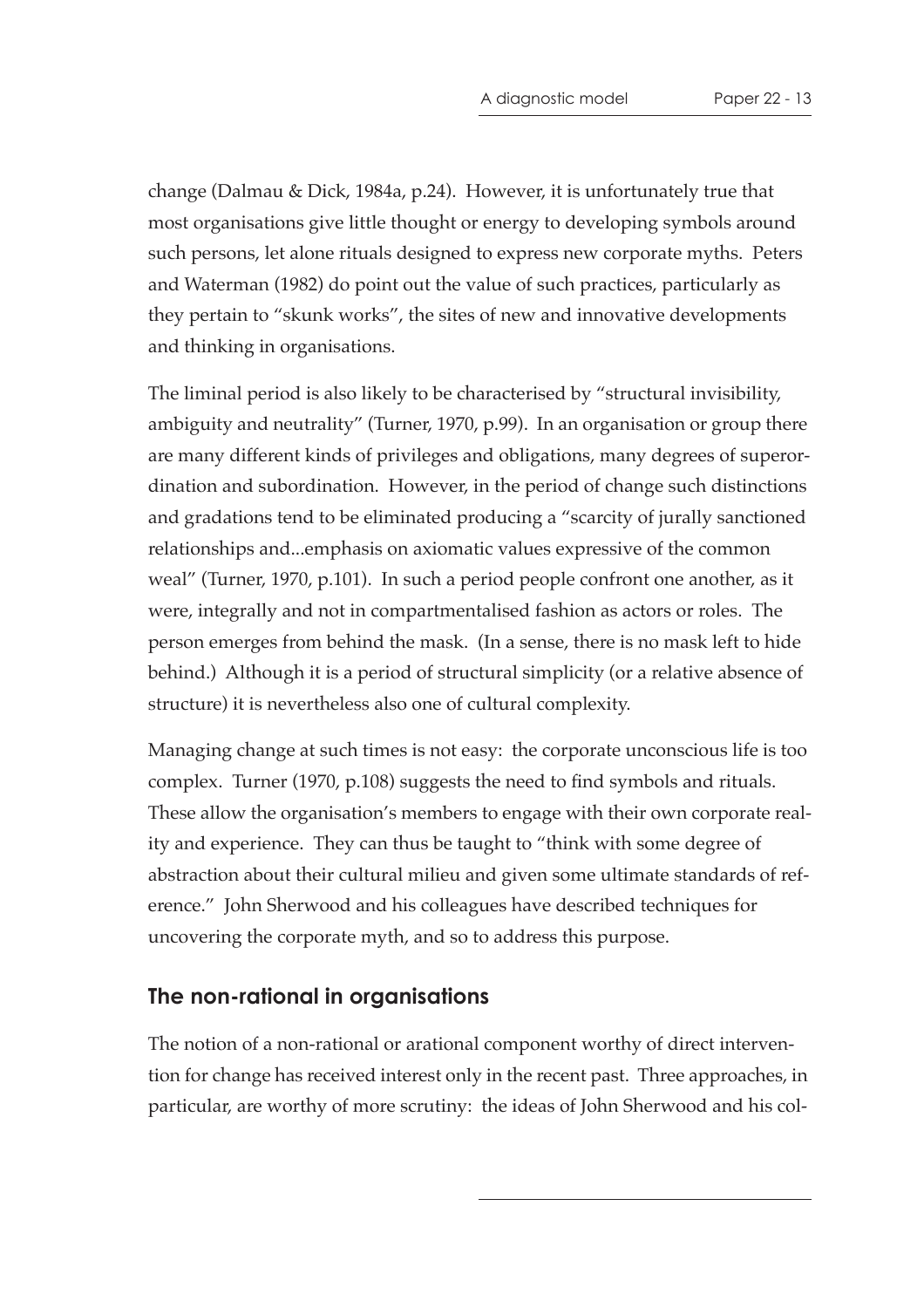change (Dalmau & Dick, 1984a, p.24). However, it is unfortunately true that most organisations give little thought or energy to developing symbols around such persons, let alone rituals designed to express new corporate myths. Peters and Waterman (1982) do point out the value of such practices, particularly as they pertain to "skunk works", the sites of new and innovative developments and thinking in organisations.

The liminal period is also likely to be characterised by "structural invisibility, ambiguity and neutrality" (Turner, 1970, p.99). In an organisation or group there are many different kinds of privileges and obligations, many degrees of superordination and subordination. However, in the period of change such distinctions and gradations tend to be eliminated producing a "scarcity of jurally sanctioned relationships and...emphasis on axiomatic values expressive of the common weal" (Turner, 1970, p.101). In such a period people confront one another, as it were, integrally and not in compartmentalised fashion as actors or roles. The person emerges from behind the mask. (In a sense, there is no mask left to hide behind.) Although it is a period of structural simplicity (or a relative absence of structure) it is nevertheless also one of cultural complexity.

Managing change at such times is not easy: the corporate unconscious life is too complex. Turner (1970, p.108) suggests the need to find symbols and rituals. These allow the organisation's members to engage with their own corporate reality and experience. They can thus be taught to "think with some degree of abstraction about their cultural milieu and given some ultimate standards of reference." John Sherwood and his colleagues have described techniques for uncovering the corporate myth, and so to address this purpose.

## The non-rational in organisations

The notion of a non-rational or arational component worthy of direct intervention for change has received interest only in the recent past. Three approaches, in particular, are worthy of more scrutiny: the ideas of John Sherwood and his col-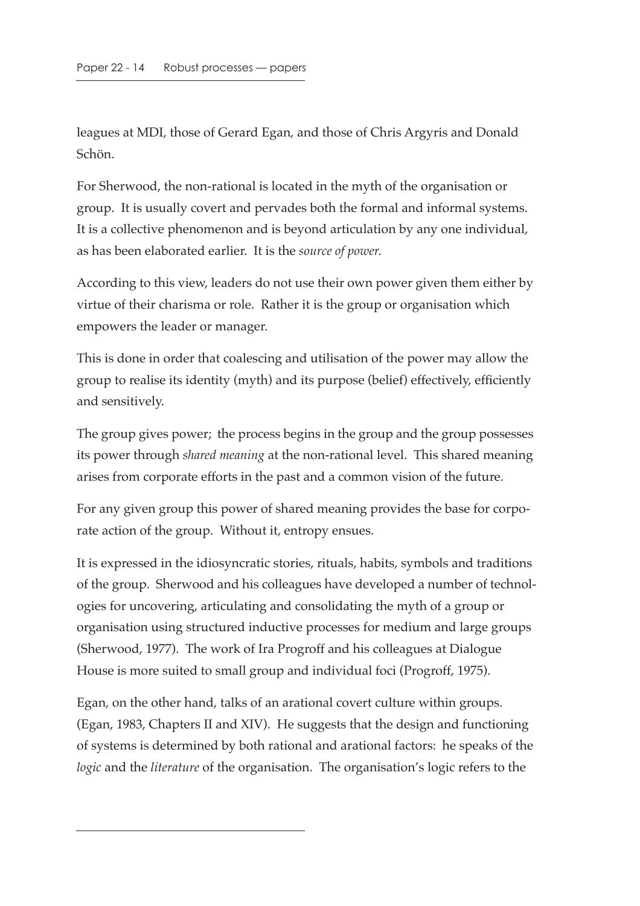leagues at MDI, those of Gerard Egan, and those of Chris Argyris and Donald Schön.

For Sherwood, the non-rational is located in the myth of the organisation or group. It is usually covert and pervades both the formal and informal systems. It is a collective phenomenon and is beyond articulation by any one individual, as has been elaborated earlier. It is the *source of power*.

According to this view, leaders do not use their own power given them either by virtue of their charisma or role. Rather it is the group or organisation which empowers the leader or manager.

This is done in order that coalescing and utilisation of the power may allow the group to realise its identity (myth) and its purpose (belief) effectively, efficiently and sensitively.

The group gives power; the process begins in the group and the group possesses its power through *shared meaning* at the non-rational level. This shared meaning arises from corporate efforts in the past and a common vision of the future.

For any given group this power of shared meaning provides the base for corporate action of the group. Without it, entropy ensues.

It is expressed in the idiosyncratic stories, rituals, habits, symbols and traditions of the group. Sherwood and his colleagues have developed a number of technologies for uncovering, articulating and consolidating the myth of a group or organisation using structured inductive processes for medium and large groups (Sherwood, 1977). The work of Ira Progroff and his colleagues at Dialogue House is more suited to small group and individual foci (Progroff, 1975).

Egan, on the other hand, talks of an arational covert culture within groups. (Egan, 1983, Chapters II and XIV). He suggests that the design and functioning of systems is determined by both rational and arational factors: he speaks of the *logic* and the *literature* of the organisation. The organisation's logic refers to the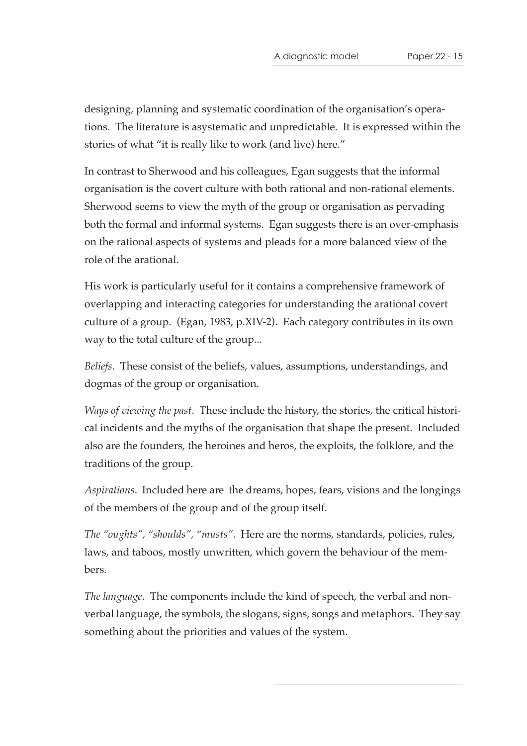designing, planning and systematic coordination of the organisation's operations. The literature is asystematic and unpredictable. It is expressed within the stories of what "it is really like to work (and live) here."

In contrast to Sherwood and his colleagues, Egan suggests that the informal organisation is the covert culture with both rational and non-rational elements. Sherwood seems to view the myth of the group or organisation as pervading both the formal and informal systems. Egan suggests there is an over-emphasis on the rational aspects of systems and pleads for a more balanced view of the role of the arational.

His work is particularly useful for it contains a comprehensive framework of overlapping and interacting categories for understanding the arational covert culture of a group. (Egan, 1983, p.XIV-2). Each category contributes in its own way to the total culture of the group...

*Beliefs*. These consist of the beliefs, values, assumptions, understandings, and dogmas of the group or organisation.

*Ways of viewing the past*. These include the history, the stories, the critical historical incidents and the myths of the organisation that shape the present. Included also are the founders, the heroines and heros, the exploits, the folklore, and the traditions of the group.

*Aspirations*. Included here are the dreams, hopes, fears, visions and the longings of the members of the group and of the group itself.

*The "oughts", "shoulds", "musts"*. Here are the norms, standards, policies, rules, laws, and taboos, mostly unwritten, which govern the behaviour of the members.

*The language*. The components include the kind of speech, the verbal and nonverbal language, the symbols, the slogans, signs, songs and metaphors. They say something about the priorities and values of the system.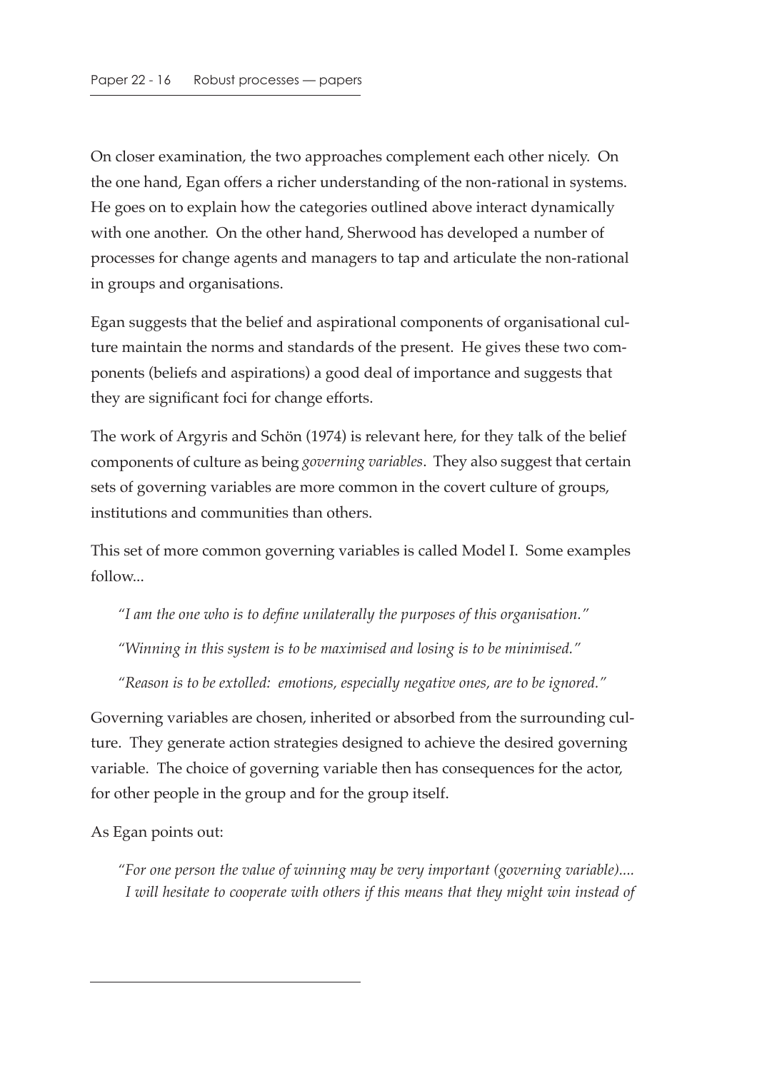On closer examination, the two approaches complement each other nicely. On the one hand, Egan offers a richer understanding of the non-rational in systems. He goes on to explain how the categories outlined above interact dynamically with one another. On the other hand, Sherwood has developed a number of processes for change agents and managers to tap and articulate the non-rational in groups and organisations.

Egan suggests that the belief and aspirational components of organisational culture maintain the norms and standards of the present. He gives these two components (beliefs and aspirations) a good deal of importance and suggests that they are significant foci for change efforts.

The work of Argyris and Schön (1974) is relevant here, for they talk of the belief components of culture as being *governing variables*. They also suggest that certain sets of governing variables are more common in the covert culture of groups, institutions and communities than others.

This set of more common governing variables is called Model I. Some examples follow...

> *"I am the one who is to define unilaterally the purposes of this organisation."*
>
> *"Winning in this system is to be maximised and losing is to be minimised."*
>
> *"Reason is to be extolled: emotions, especially negative ones, are to be ignored."*

Governing variables are chosen, inherited or absorbed from the surrounding culture. They generate action strategies designed to achieve the desired governing variable. The choice of governing variable then has consequences for the actor, for other people in the group and for the group itself.

As Egan points out:

> *"For one person the value of winning may be very important (governing variable).... I will hesitate to cooperate with others if this means that they might win instead of*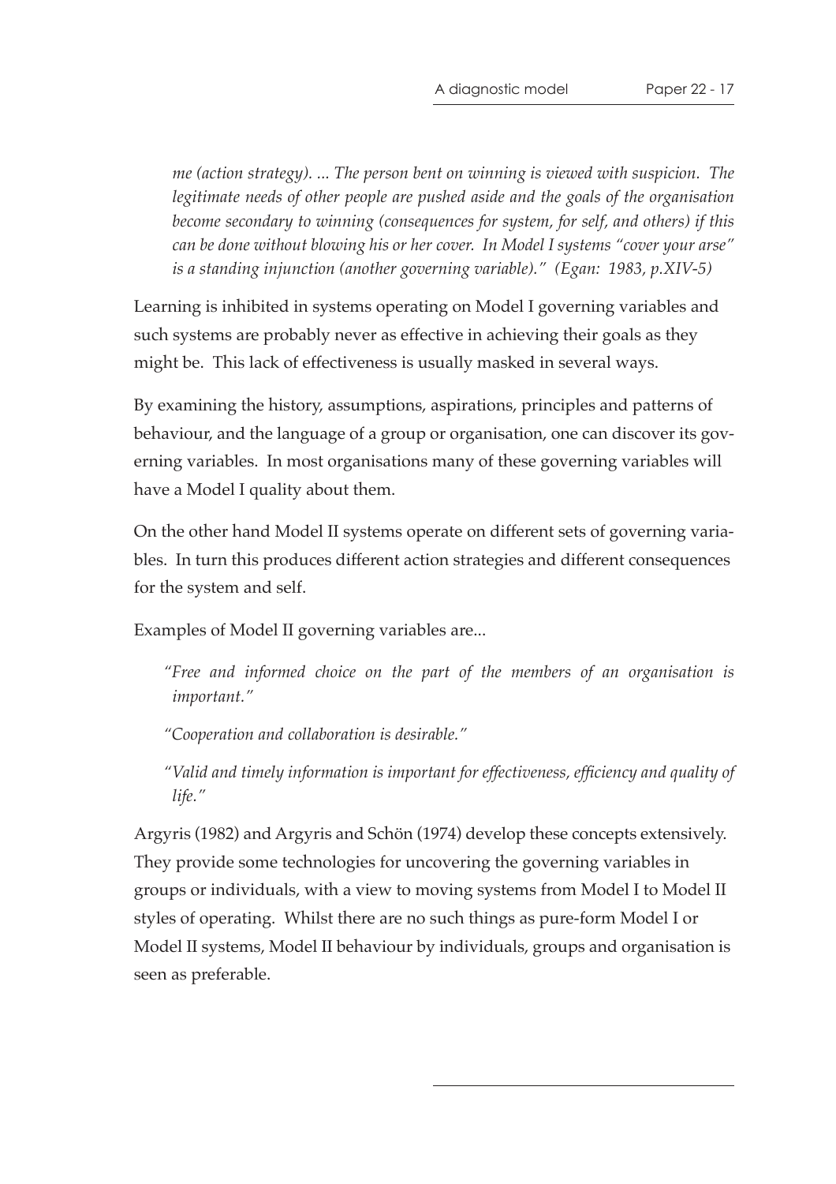> *me (action strategy). ... The person bent on winning is viewed with suspicion. The legitimate needs of other people are pushed aside and the goals of the organisation become secondary to winning (consequences for system, for self, and others) if this can be done without blowing his or her cover. In Model I systems "cover your arse" is a standing injunction (another governing variable)." (Egan: 1983, p.XIV-5)*

Learning is inhibited in systems operating on Model I governing variables and such systems are probably never as effective in achieving their goals as they might be. This lack of effectiveness is usually masked in several ways.

By examining the history, assumptions, aspirations, principles and patterns of behaviour, and the language of a group or organisation, one can discover its governing variables. In most organisations many of these governing variables will have a Model I quality about them.

On the other hand Model II systems operate on different sets of governing variables. In turn this produces different action strategies and different consequences for the system and self.

Examples of Model II governing variables are...

> *"Free and informed choice on the part of the members of an organisation is important."*
>
> *"Cooperation and collaboration is desirable."*
>
> *"Valid and timely information is important for effectiveness, efficiency and quality of life."*

Argyris (1982) and Argyris and Schön (1974) develop these concepts extensively. They provide some technologies for uncovering the governing variables in groups or individuals, with a view to moving systems from Model I to Model II styles of operating. Whilst there are no such things as pure-form Model I or Model II systems, Model II behaviour by individuals, groups and organisation is seen as preferable.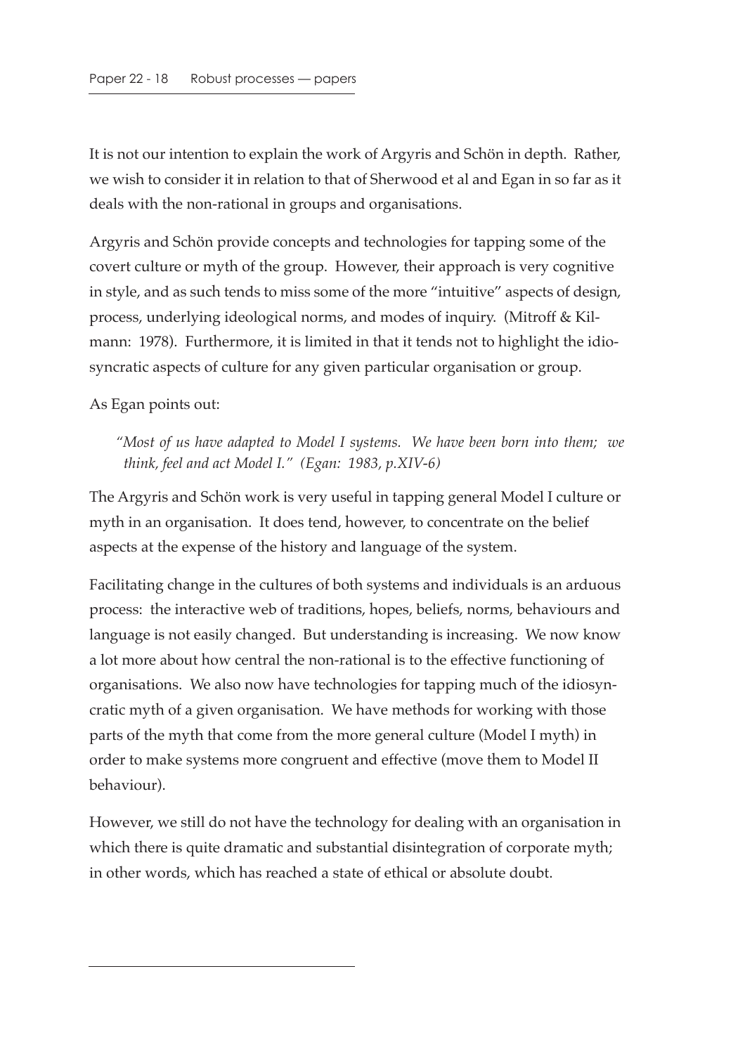It is not our intention to explain the work of Argyris and Schön in depth. Rather, we wish to consider it in relation to that of Sherwood et al and Egan in so far as it deals with the non-rational in groups and organisations.

Argyris and Schön provide concepts and technologies for tapping some of the covert culture or myth of the group. However, their approach is very cognitive in style, and as such tends to miss some of the more "intuitive" aspects of design, process, underlying ideological norms, and modes of inquiry. (Mitroff & Kilmann: 1978). Furthermore, it is limited in that it tends not to highlight the idiosyncratic aspects of culture for any given particular organisation or group.

As Egan points out:

> *"Most of us have adapted to Model I systems. We have been born into them; we think, feel and act Model I." (Egan: 1983, p.XIV-6)*

The Argyris and Schön work is very useful in tapping general Model I culture or myth in an organisation. It does tend, however, to concentrate on the belief aspects at the expense of the history and language of the system.

Facilitating change in the cultures of both systems and individuals is an arduous process: the interactive web of traditions, hopes, beliefs, norms, behaviours and language is not easily changed. But understanding is increasing. We now know a lot more about how central the non-rational is to the effective functioning of organisations. We also now have technologies for tapping much of the idiosyncratic myth of a given organisation. We have methods for working with those parts of the myth that come from the more general culture (Model I myth) in order to make systems more congruent and effective (move them to Model II behaviour).

However, we still do not have the technology for dealing with an organisation in which there is quite dramatic and substantial disintegration of corporate myth; in other words, which has reached a state of ethical or absolute doubt.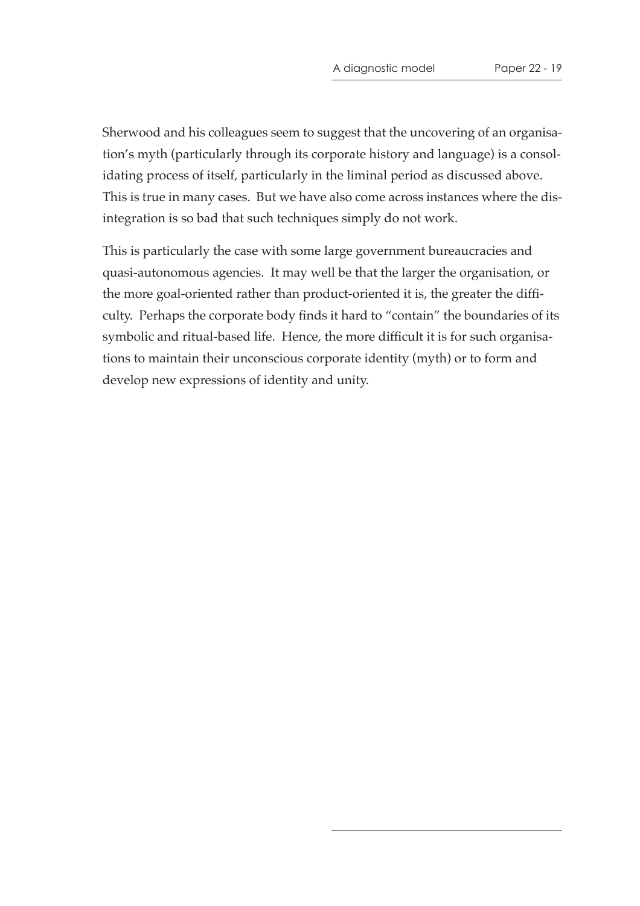Sherwood and his colleagues seem to suggest that the uncovering of an organisation's myth (particularly through its corporate history and language) is a consolidating process of itself, particularly in the liminal period as discussed above. This is true in many cases. But we have also come across instances where the disintegration is so bad that such techniques simply do not work.

This is particularly the case with some large government bureaucracies and quasi-autonomous agencies. It may well be that the larger the organisation, or the more goal-oriented rather than product-oriented it is, the greater the difficulty. Perhaps the corporate body finds it hard to "contain" the boundaries of its symbolic and ritual-based life. Hence, the more difficult it is for such organisations to maintain their unconscious corporate identity (myth) or to form and develop new expressions of identity and unity.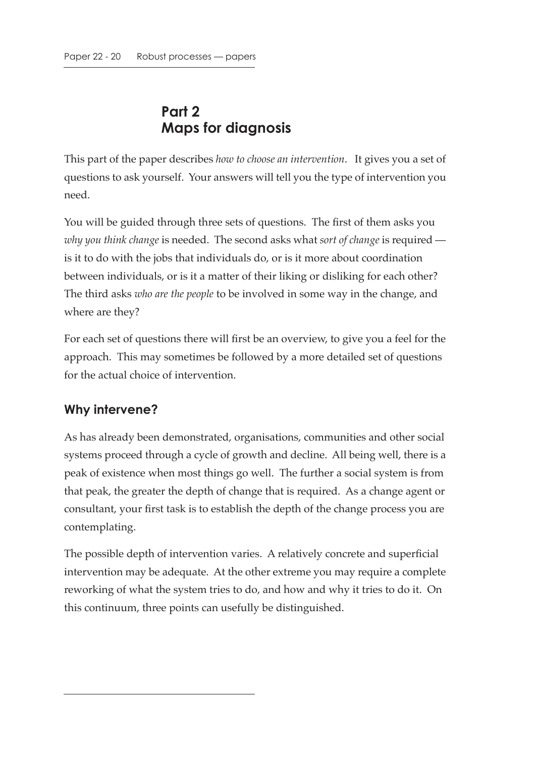## Part 2
## Maps for diagnosis

This part of the paper describes *how to choose an intervention*. It gives you a set of questions to ask yourself. Your answers will tell you the type of intervention you need.

You will be guided through three sets of questions. The first of them asks you *why you think change* is needed. The second asks what *sort of change* is required — is it to do with the jobs that individuals do, or is it more about coordination between individuals, or is it a matter of their liking or disliking for each other? The third asks *who are the people* to be involved in some way in the change, and where are they?

For each set of questions there will first be an overview, to give you a feel for the approach. This may sometimes be followed by a more detailed set of questions for the actual choice of intervention.

### Why intervene?

As has already been demonstrated, organisations, communities and other social systems proceed through a cycle of growth and decline. All being well, there is a peak of existence when most things go well. The further a social system is from that peak, the greater the depth of change that is required. As a change agent or consultant, your first task is to establish the depth of the change process you are contemplating.

The possible depth of intervention varies. A relatively concrete and superficial intervention may be adequate. At the other extreme you may require a complete reworking of what the system tries to do, and how and why it tries to do it. On this continuum, three points can usefully be distinguished.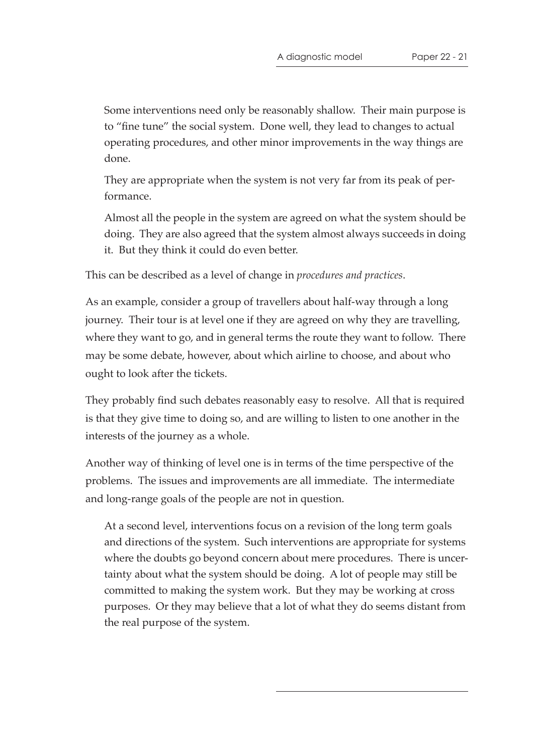> Some interventions need only be reasonably shallow. Their main purpose is to "fine tune" the social system. Done well, they lead to changes to actual operating procedures, and other minor improvements in the way things are done.
>
> They are appropriate when the system is not very far from its peak of performance.
>
> Almost all the people in the system are agreed on what the system should be doing. They are also agreed that the system almost always succeeds in doing it. But they think it could do even better.

This can be described as a level of change in *procedures and practices*.

As an example, consider a group of travellers about half-way through a long journey. Their tour is at level one if they are agreed on why they are travelling, where they want to go, and in general terms the route they want to follow. There may be some debate, however, about which airline to choose, and about who ought to look after the tickets.

They probably find such debates reasonably easy to resolve. All that is required is that they give time to doing so, and are willing to listen to one another in the interests of the journey as a whole.

Another way of thinking of level one is in terms of the time perspective of the problems. The issues and improvements are all immediate. The intermediate and long-range goals of the people are not in question.

> At a second level, interventions focus on a revision of the long term goals and directions of the system. Such interventions are appropriate for systems where the doubts go beyond concern about mere procedures. There is uncertainty about what the system should be doing. A lot of people may still be committed to making the system work. But they may be working at cross purposes. Or they may believe that a lot of what they do seems distant from the real purpose of the system.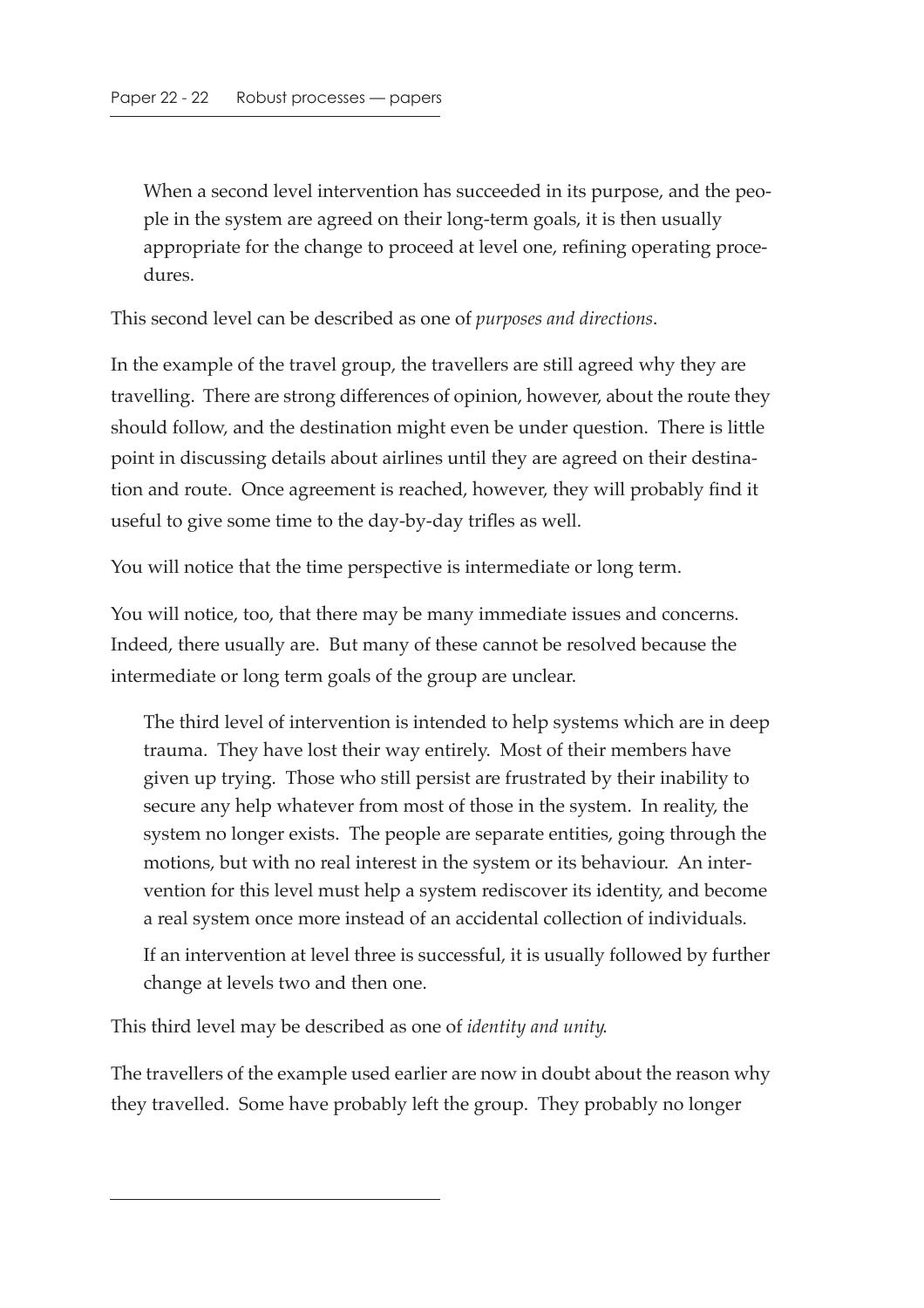When a second level intervention has succeeded in its purpose, and the people in the system are agreed on their long-term goals, it is then usually appropriate for the change to proceed at level one, refining operating procedures.

This second level can be described as one of *purposes and directions*.

In the example of the travel group, the travellers are still agreed why they are travelling. There are strong differences of opinion, however, about the route they should follow, and the destination might even be under question. There is little point in discussing details about airlines until they are agreed on their destination and route. Once agreement is reached, however, they will probably find it useful to give some time to the day-by-day trifles as well.

You will notice that the time perspective is intermediate or long term.

You will notice, too, that there may be many immediate issues and concerns. Indeed, there usually are. But many of these cannot be resolved because the intermediate or long term goals of the group are unclear.

The third level of intervention is intended to help systems which are in deep trauma. They have lost their way entirely. Most of their members have given up trying. Those who still persist are frustrated by their inability to secure any help whatever from most of those in the system. In reality, the system no longer exists. The people are separate entities, going through the motions, but with no real interest in the system or its behaviour. An intervention for this level must help a system rediscover its identity, and become a real system once more instead of an accidental collection of individuals.

If an intervention at level three is successful, it is usually followed by further change at levels two and then one.

This third level may be described as one of *identity and unity*.

The travellers of the example used earlier are now in doubt about the reason why they travelled. Some have probably left the group. They probably no longer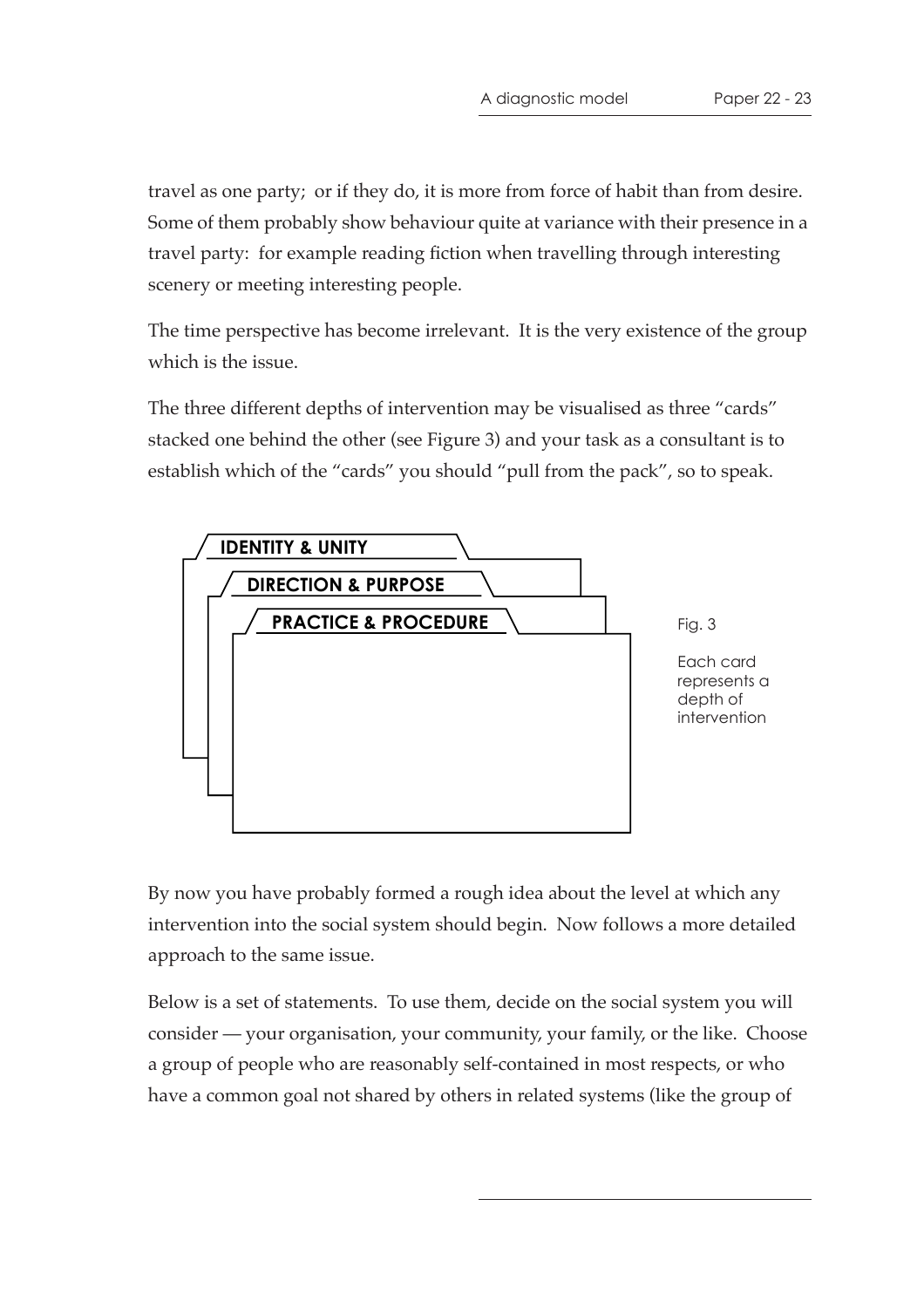travel as one party; or if they do, it is more from force of habit than from desire. Some of them probably show behaviour quite at variance with their presence in a travel party: for example reading fiction when travelling through interesting scenery or meeting interesting people.

The time perspective has become irrelevant. It is the very existence of the group which is the issue.

The three different depths of intervention may be visualised as three "cards" stacked one behind the other (see Figure 3) and your task as a consultant is to establish which of the "cards" you should "pull from the pack", so to speak.

**IDENTITY & UNITY**

**DIRECTION & PURPOSE**

**PRACTICE & PROCEDURE**

Fig. 3

Each card represents a depth of intervention

By now you have probably formed a rough idea about the level at which any intervention into the social system should begin. Now follows a more detailed approach to the same issue.

Below is a set of statements. To use them, decide on the social system you will consider — your organisation, your community, your family, or the like. Choose a group of people who are reasonably self-contained in most respects, or who have a common goal not shared by others in related systems (like the group of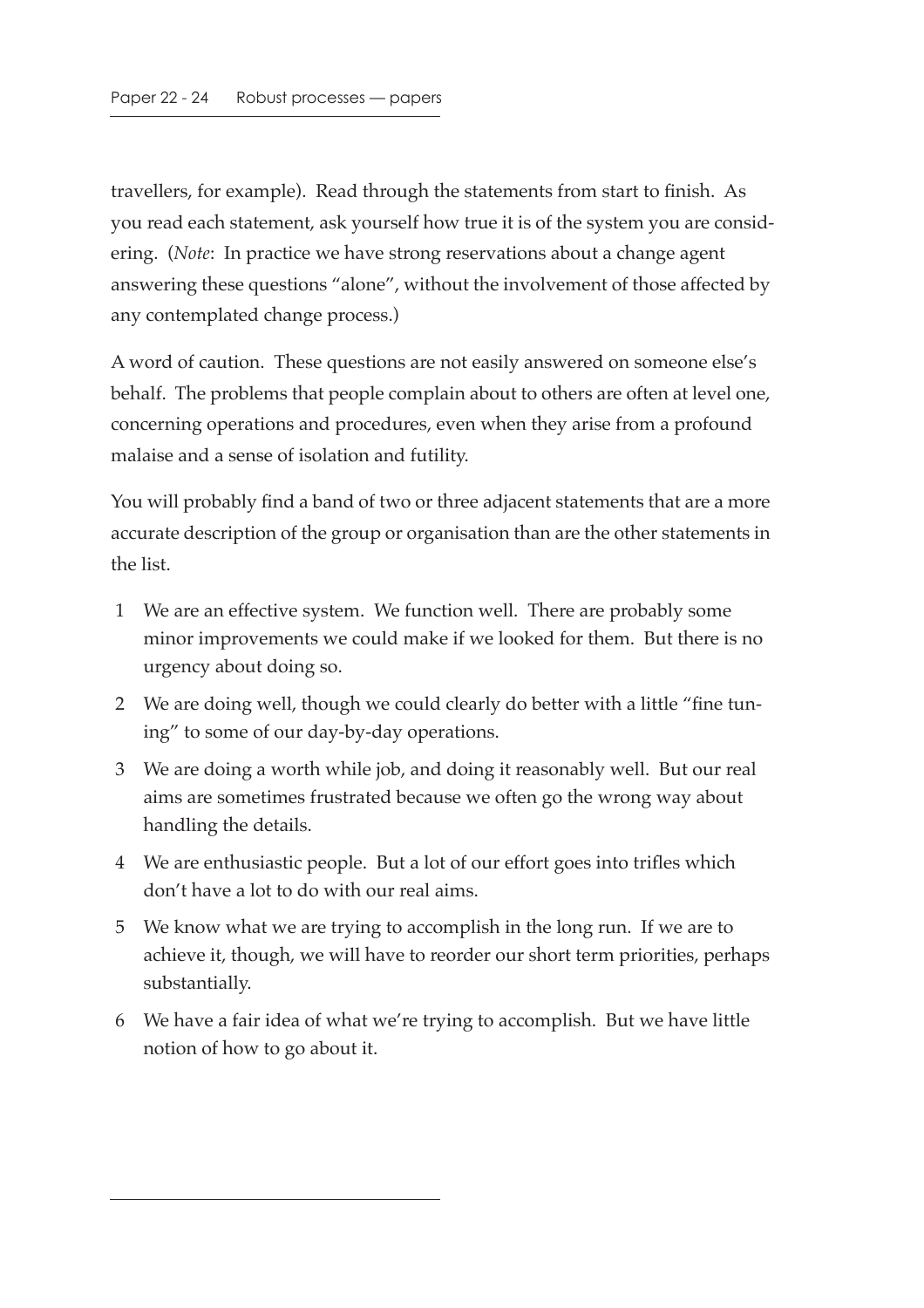travellers, for example). Read through the statements from start to finish. As you read each statement, ask yourself how true it is of the system you are considering. (*Note*: In practice we have strong reservations about a change agent answering these questions "alone", without the involvement of those affected by any contemplated change process.)

A word of caution. These questions are not easily answered on someone else's behalf. The problems that people complain about to others are often at level one, concerning operations and procedures, even when they arise from a profound malaise and a sense of isolation and futility.

You will probably find a band of two or three adjacent statements that are a more accurate description of the group or organisation than are the other statements in the list.

1. We are an effective system. We function well. There are probably some minor improvements we could make if we looked for them. But there is no urgency about doing so.
2. We are doing well, though we could clearly do better with a little "fine tuning" to some of our day-by-day operations.
3. We are doing a worth while job, and doing it reasonably well. But our real aims are sometimes frustrated because we often go the wrong way about handling the details.
4. We are enthusiastic people. But a lot of our effort goes into trifles which don't have a lot to do with our real aims.
5. We know what we are trying to accomplish in the long run. If we are to achieve it, though, we will have to reorder our short term priorities, perhaps substantially.
6. We have a fair idea of what we're trying to accomplish. But we have little notion of how to go about it.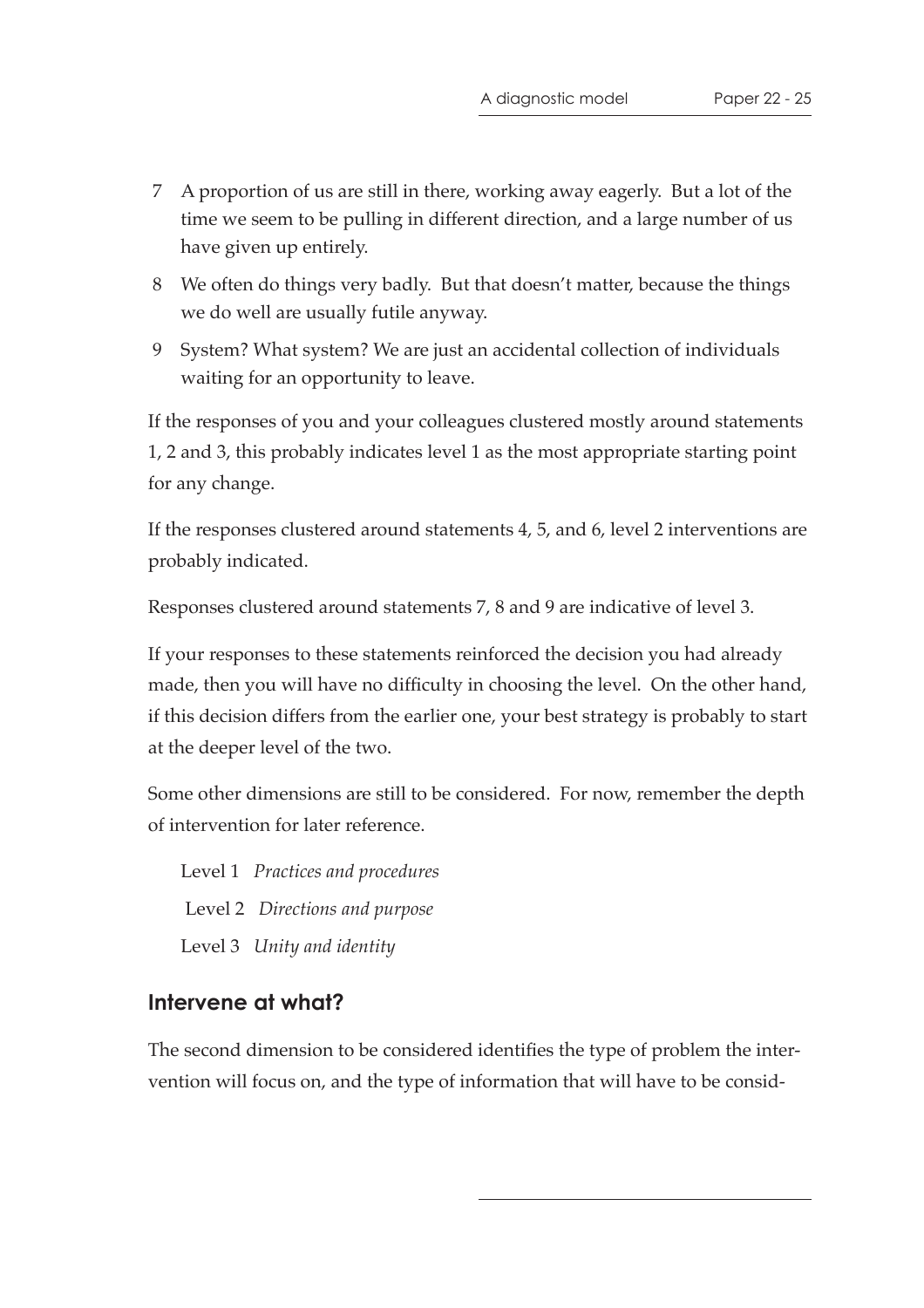7. A proportion of us are still in there, working away eagerly. But a lot of the time we seem to be pulling in different direction, and a large number of us have given up entirely.
8. We often do things very badly. But that doesn't matter, because the things we do well are usually futile anyway.
9. System? What system? We are just an accidental collection of individuals waiting for an opportunity to leave.

If the responses of you and your colleagues clustered mostly around statements 1, 2 and 3, this probably indicates level 1 as the most appropriate starting point for any change.

If the responses clustered around statements 4, 5, and 6, level 2 interventions are probably indicated.

Responses clustered around statements 7, 8 and 9 are indicative of level 3.

If your responses to these statements reinforced the decision you had already made, then you will have no difficulty in choosing the level. On the other hand, if this decision differs from the earlier one, your best strategy is probably to start at the deeper level of the two.

Some other dimensions are still to be considered. For now, remember the depth of intervention for later reference.

Level 1 *Practices and procedures*

Level 2 *Directions and purpose*

Level 3 *Unity and identity*

## Intervene at what?

The second dimension to be considered identifies the type of problem the intervention will focus on, and the type of information that will have to be consid-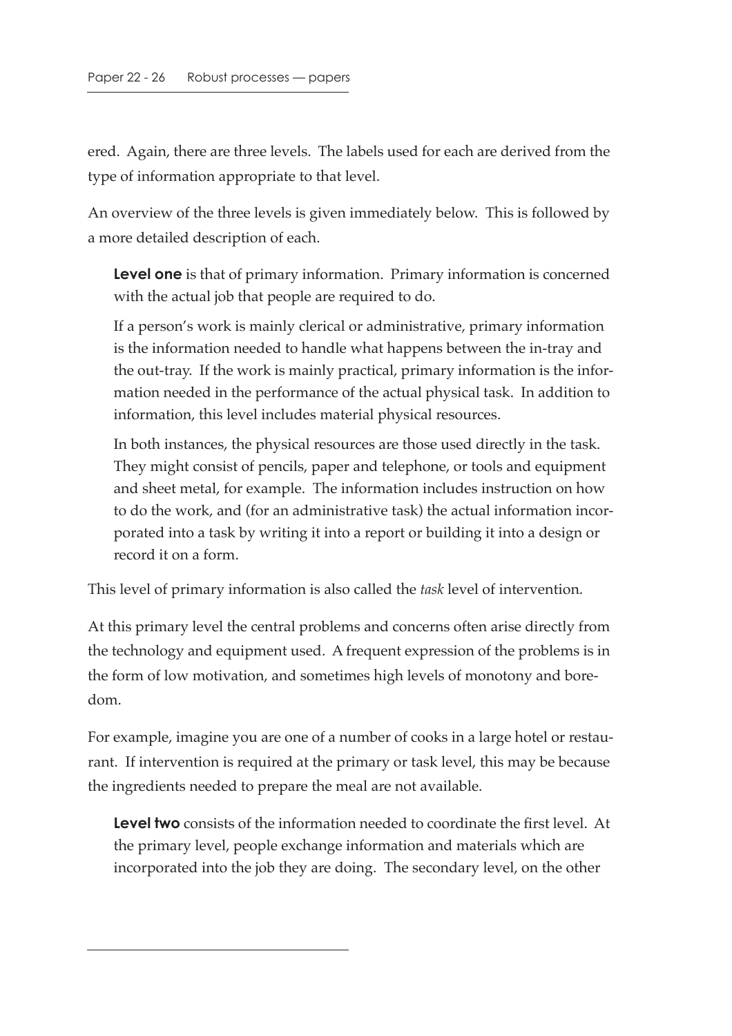ered. Again, there are three levels. The labels used for each are derived from the type of information appropriate to that level.

An overview of the three levels is given immediately below. This is followed by a more detailed description of each.

> **Level one** is that of primary information. Primary information is concerned with the actual job that people are required to do.
>
> If a person's work is mainly clerical or administrative, primary information is the information needed to handle what happens between the in-tray and the out-tray. If the work is mainly practical, primary information is the information needed in the performance of the actual physical task. In addition to information, this level includes material physical resources.
>
> In both instances, the physical resources are those used directly in the task. They might consist of pencils, paper and telephone, or tools and equipment and sheet metal, for example. The information includes instruction on how to do the work, and (for an administrative task) the actual information incorporated into a task by writing it into a report or building it into a design or record it on a form.

This level of primary information is also called the *task* level of intervention.

At this primary level the central problems and concerns often arise directly from the technology and equipment used. A frequent expression of the problems is in the form of low motivation, and sometimes high levels of monotony and boredom.

For example, imagine you are one of a number of cooks in a large hotel or restaurant. If intervention is required at the primary or task level, this may be because the ingredients needed to prepare the meal are not available.

> **Level two** consists of the information needed to coordinate the first level. At the primary level, people exchange information and materials which are incorporated into the job they are doing. The secondary level, on the other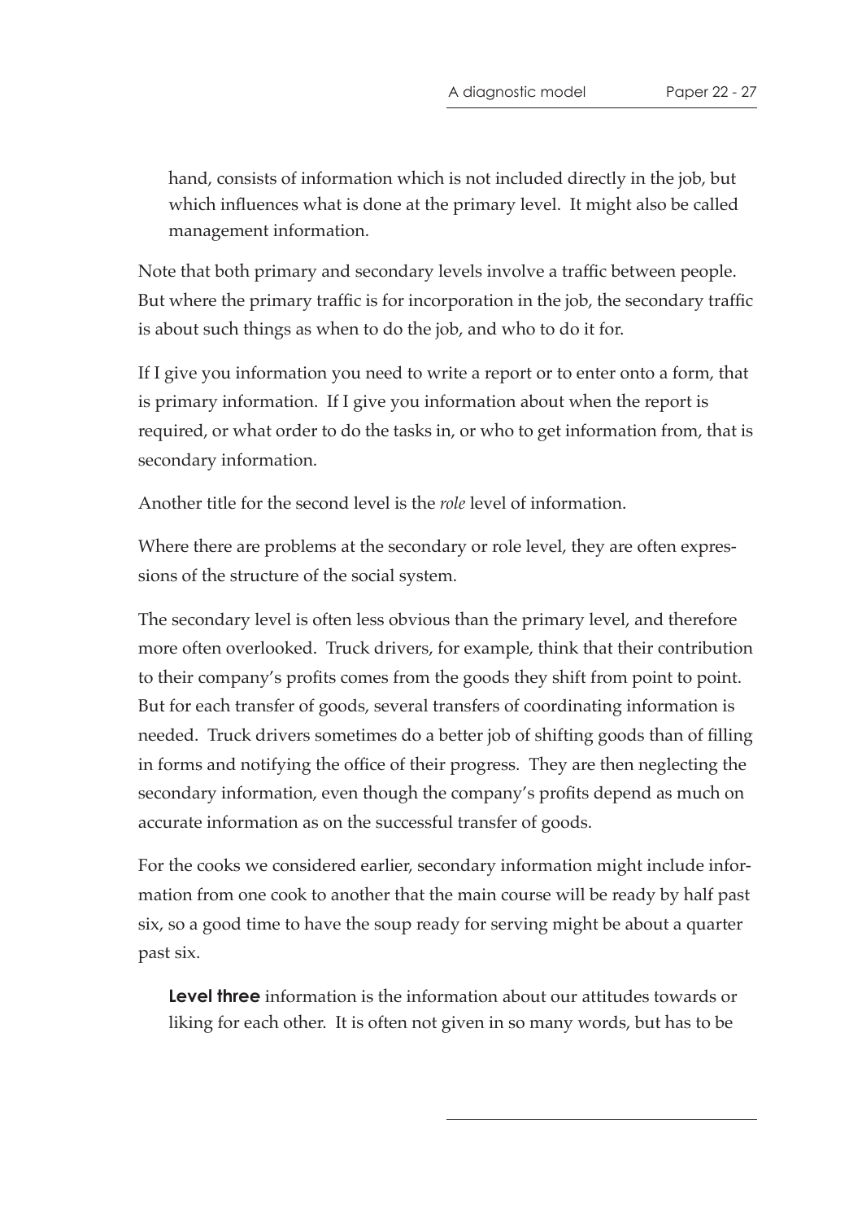hand, consists of information which is not included directly in the job, but which influences what is done at the primary level. It might also be called management information.

Note that both primary and secondary levels involve a traffic between people. But where the primary traffic is for incorporation in the job, the secondary traffic is about such things as when to do the job, and who to do it for.

If I give you information you need to write a report or to enter onto a form, that is primary information. If I give you information about when the report is required, or what order to do the tasks in, or who to get information from, that is secondary information.

Another title for the second level is the *role* level of information.

Where there are problems at the secondary or role level, they are often expressions of the structure of the social system.

The secondary level is often less obvious than the primary level, and therefore more often overlooked. Truck drivers, for example, think that their contribution to their company's profits comes from the goods they shift from point to point. But for each transfer of goods, several transfers of coordinating information is needed. Truck drivers sometimes do a better job of shifting goods than of filling in forms and notifying the office of their progress. They are then neglecting the secondary information, even though the company's profits depend as much on accurate information as on the successful transfer of goods.

For the cooks we considered earlier, secondary information might include information from one cook to another that the main course will be ready by half past six, so a good time to have the soup ready for serving might be about a quarter past six.

**Level three** information is the information about our attitudes towards or liking for each other. It is often not given in so many words, but has to be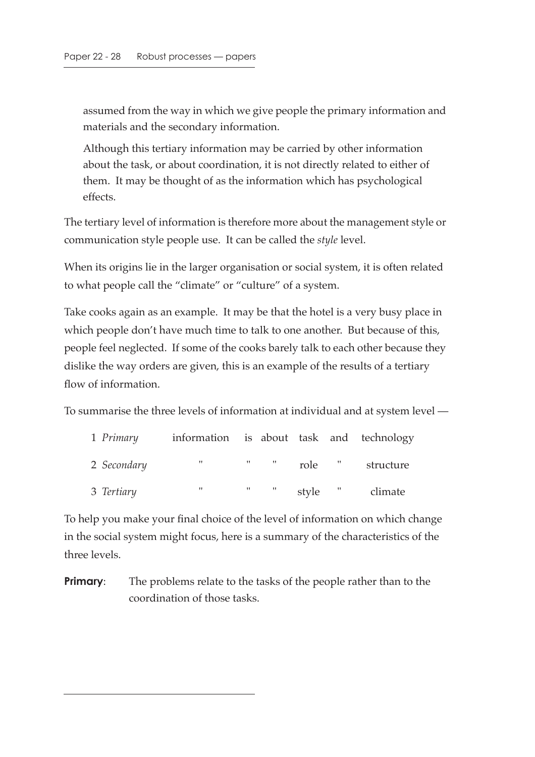assumed from the way in which we give people the primary information and materials and the secondary information.

Although this tertiary information may be carried by other information about the task, or about coordination, it is not directly related to either of them. It may be thought of as the information which has psychological effects.

The tertiary level of information is therefore more about the management style or communication style people use. It can be called the *style* level.

When its origins lie in the larger organisation or social system, it is often related to what people call the "climate" or "culture" of a system.

Take cooks again as an example. It may be that the hotel is a very busy place in which people don't have much time to talk to one another. But because of this, people feel neglected. If some of the cooks barely talk to each other because they dislike the way orders are given, this is an example of the results of a tertiary flow of information.

To summarise the three levels of information at individual and at system level —

| | | | | | | |
|---|---|---|---|---|---|---|
| 1 *Primary* | information | is | about | task | and | technology |
| 2 *Secondary* | " | " | " | role | " | structure |
| 3 *Tertiary* | " | " | " | style | " | climate |

To help you make your final choice of the level of information on which change in the social system might focus, here is a summary of the characteristics of the three levels.

**Primary**: The problems relate to the tasks of the people rather than to the coordination of those tasks.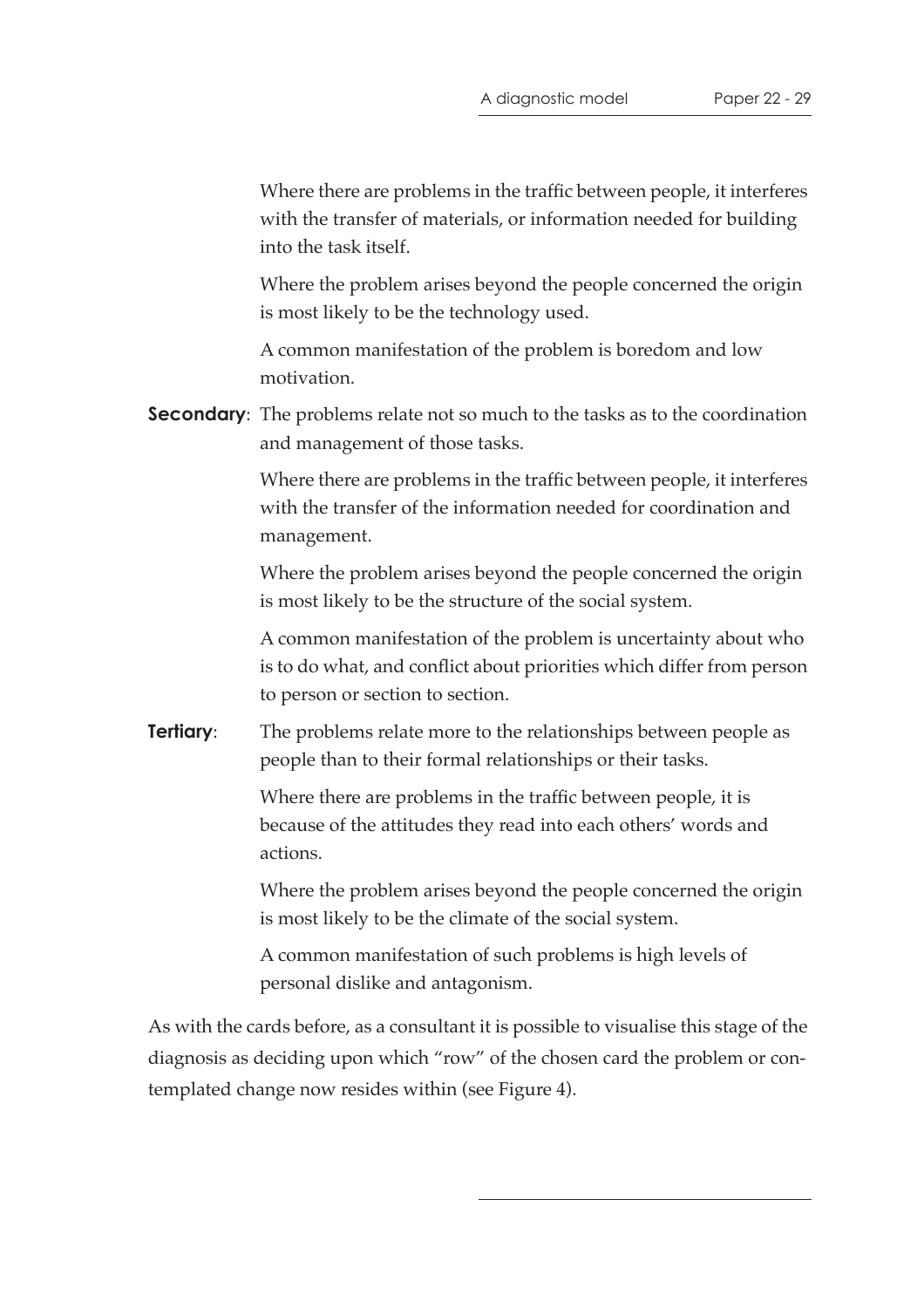Where there are problems in the traffic between people, it interferes with the transfer of materials, or information needed for building into the task itself.

Where the problem arises beyond the people concerned the origin is most likely to be the technology used.

A common manifestation of the problem is boredom and low motivation.

**Secondary**: The problems relate not so much to the tasks as to the coordination and management of those tasks.

Where there are problems in the traffic between people, it interferes with the transfer of the information needed for coordination and management.

Where the problem arises beyond the people concerned the origin is most likely to be the structure of the social system.

A common manifestation of the problem is uncertainty about who is to do what, and conflict about priorities which differ from person to person or section to section.

**Tertiary**: The problems relate more to the relationships between people as people than to their formal relationships or their tasks.

Where there are problems in the traffic between people, it is because of the attitudes they read into each others' words and actions.

Where the problem arises beyond the people concerned the origin is most likely to be the climate of the social system.

A common manifestation of such problems is high levels of personal dislike and antagonism.

As with the cards before, as a consultant it is possible to visualise this stage of the diagnosis as deciding upon which "row" of the chosen card the problem or contemplated change now resides within (see Figure 4).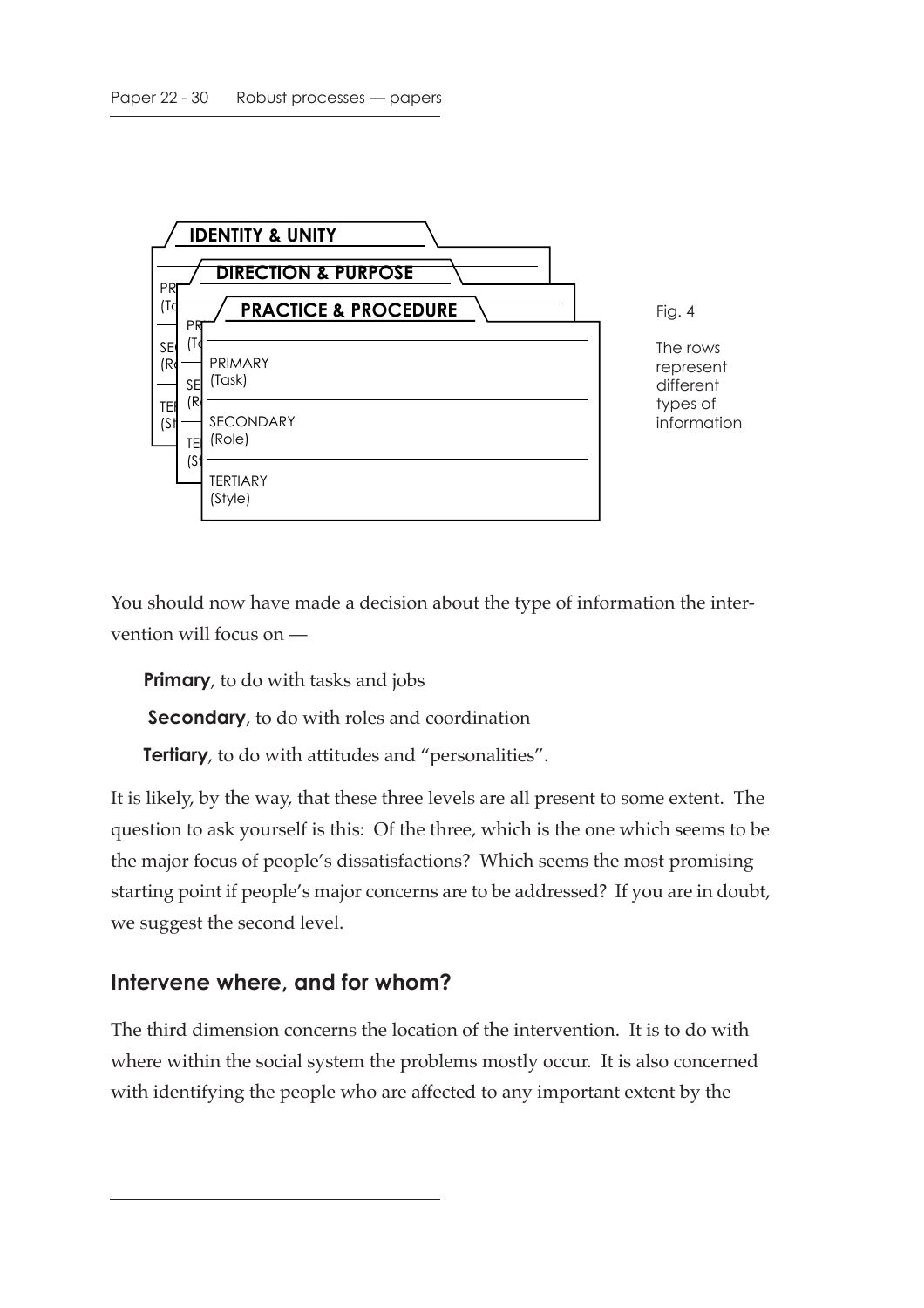IDENTITY & UNITY

DIRECTION & PURPOSE

PRACTICE & PROCEDURE

| |
|---|
| PRIMARY (Task) |
| SECONDARY (Role) |
| TERTIARY (Style) |

Fig. 4

The rows represent different types of information

You should now have made a decision about the type of information the intervention will focus on —

**Primary**, to do with tasks and jobs

**Secondary**, to do with roles and coordination

**Tertiary**, to do with attitudes and "personalities".

It is likely, by the way, that these three levels are all present to some extent. The question to ask yourself is this: Of the three, which is the one which seems to be the major focus of people's dissatisfactions? Which seems the most promising starting point if people's major concerns are to be addressed? If you are in doubt, we suggest the second level.

## Intervene where, and for whom?

The third dimension concerns the location of the intervention. It is to do with where within the social system the problems mostly occur. It is also concerned with identifying the people who are affected to any important extent by the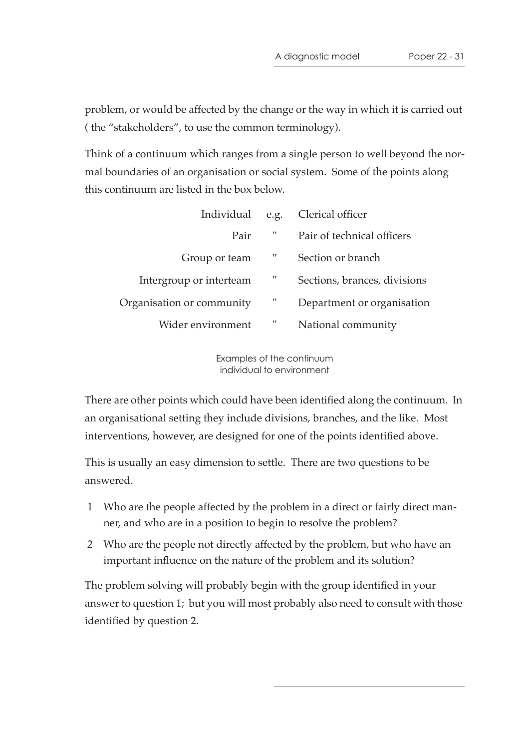problem, or would be affected by the change or the way in which it is carried out ( the "stakeholders", to use the common terminology).

Think of a continuum which ranges from a single person to well beyond the normal boundaries of an organisation or social system. Some of the points along this continuum are listed in the box below.

| | | |
|---|---|---|
| Individual | e.g. | Clerical officer |
| Pair | " | Pair of technical officers |
| Group or team | " | Section or branch |
| Intergroup or interteam | " | Sections, brances, divisions |
| Organisation or community | " | Department or organisation |
| Wider environment | " | National community |

Examples of the continuum
individual to environment

There are other points which could have been identified along the continuum. In an organisational setting they include divisions, branches, and the like. Most interventions, however, are designed for one of the points identified above.

This is usually an easy dimension to settle. There are two questions to be answered.

1. Who are the people affected by the problem in a direct or fairly direct manner, and who are in a position to begin to resolve the problem?
2. Who are the people not directly affected by the problem, but who have an important influence on the nature of the problem and its solution?

The problem solving will probably begin with the group identified in your answer to question 1; but you will most probably also need to consult with those identified by question 2.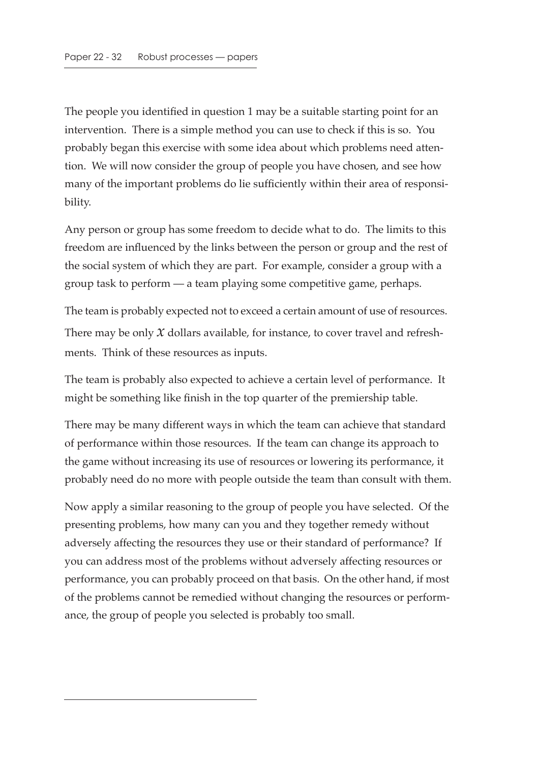The people you identified in question 1 may be a suitable starting point for an intervention. There is a simple method you can use to check if this is so. You probably began this exercise with some idea about which problems need attention. We will now consider the group of people you have chosen, and see how many of the important problems do lie sufficiently within their area of responsibility.

Any person or group has some freedom to decide what to do. The limits to this freedom are influenced by the links between the person or group and the rest of the social system of which they are part. For example, consider a group with a group task to perform — a team playing some competitive game, perhaps.

The team is probably expected not to exceed a certain amount of use of resources. There may be only $X$ dollars available, for instance, to cover travel and refreshments. Think of these resources as inputs.

The team is probably also expected to achieve a certain level of performance. It might be something like finish in the top quarter of the premiership table.

There may be many different ways in which the team can achieve that standard of performance within those resources. If the team can change its approach to the game without increasing its use of resources or lowering its performance, it probably need do no more with people outside the team than consult with them.

Now apply a similar reasoning to the group of people you have selected. Of the presenting problems, how many can you and they together remedy without adversely affecting the resources they use or their standard of performance? If you can address most of the problems without adversely affecting resources or performance, you can probably proceed on that basis. On the other hand, if most of the problems cannot be remedied without changing the resources or performance, the group of people you selected is probably too small.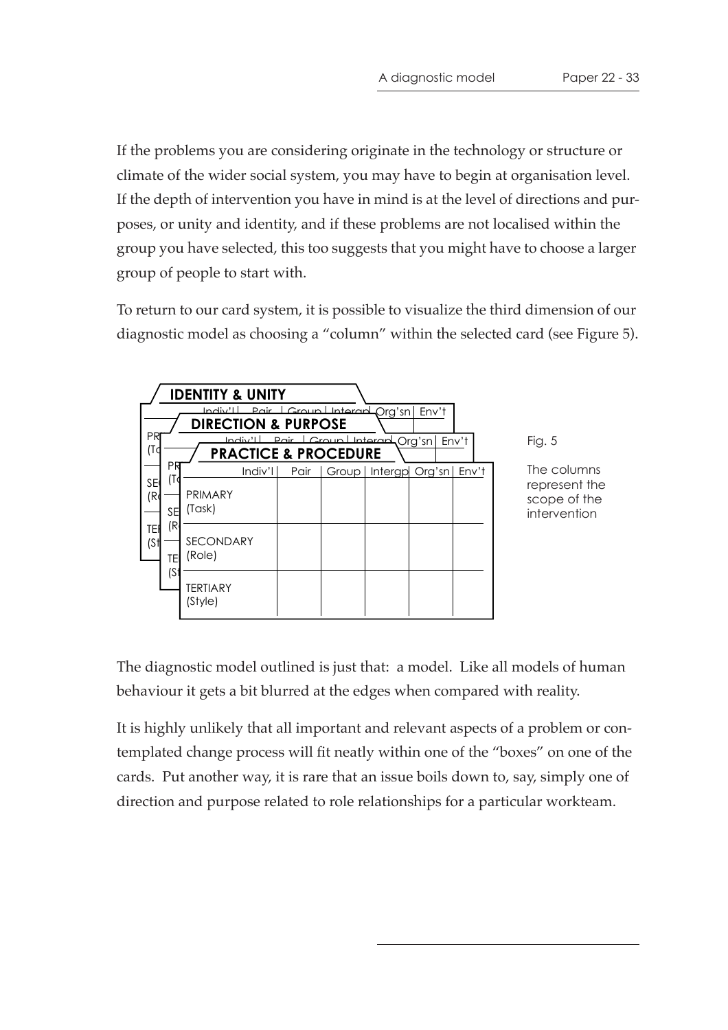If the problems you are considering originate in the technology or structure or climate of the wider social system, you may have to begin at organisation level. If the depth of intervention you have in mind is at the level of directions and purposes, or unity and identity, and if these problems are not localised within the group you have selected, this too suggests that you might have to choose a larger group of people to start with.

To return to our card system, it is possible to visualize the third dimension of our diagnostic model as choosing a "column" within the selected card (see Figure 5).

**IDENTITY & UNITY**

**DIRECTION & PURPOSE**

**PRACTICE & PROCEDURE**

| | Indiv'l | Pair | Group | Intergp | Org'sn | Env't |
|---|---|---|---|---|---|---|
| PRIMARY (Task) | | | | | | |
| SECONDARY (Role) | | | | | | |
| TERTIARY (Style) | | | | | | |

Fig. 5

The columns represent the scope of the intervention

The diagnostic model outlined is just that: a model. Like all models of human behaviour it gets a bit blurred at the edges when compared with reality.

It is highly unlikely that all important and relevant aspects of a problem or contemplated change process will fit neatly within one of the "boxes" on one of the cards. Put another way, it is rare that an issue boils down to, say, simply one of direction and purpose related to role relationships for a particular workteam.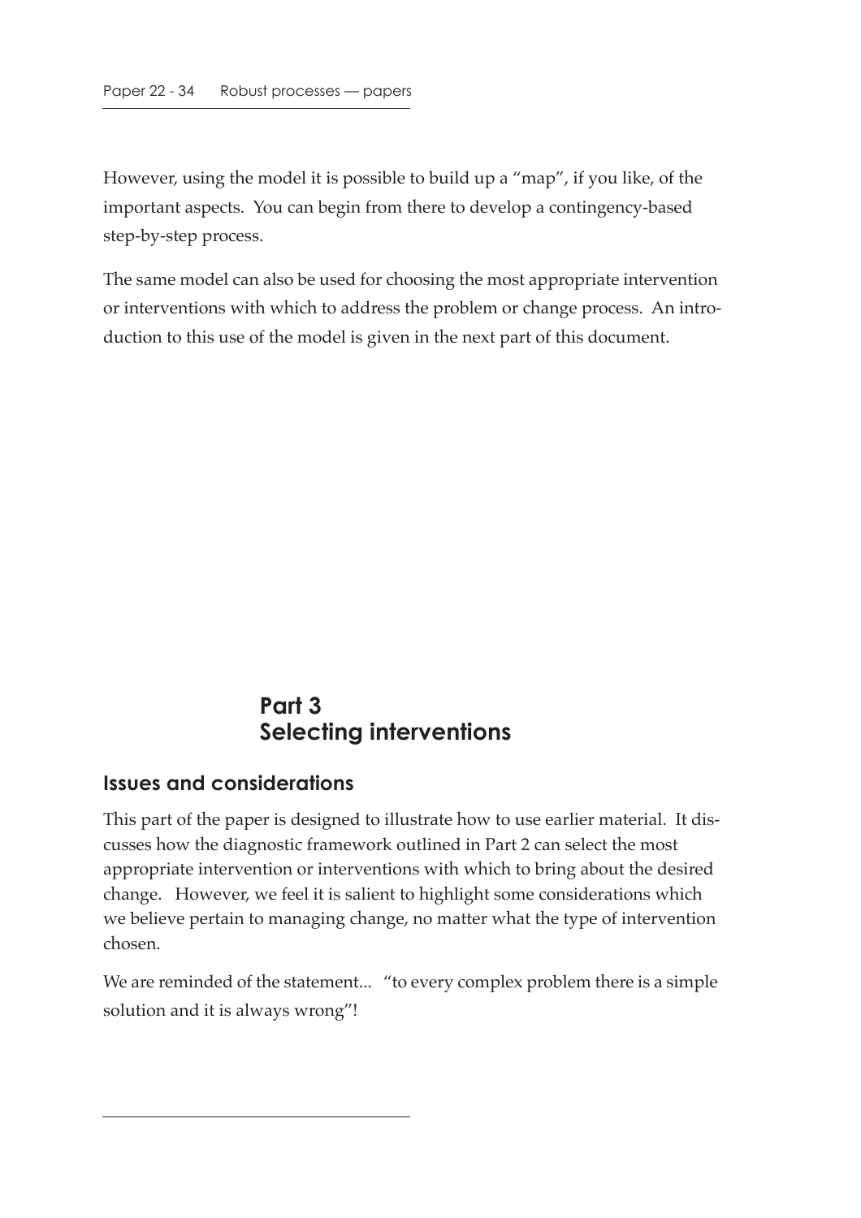However, using the model it is possible to build up a "map", if you like, of the important aspects. You can begin from there to develop a contingency-based step-by-step process.

The same model can also be used for choosing the most appropriate intervention or interventions with which to address the problem or change process. An introduction to this use of the model is given in the next part of this document.

# Part 3
# Selecting interventions

## Issues and considerations

This part of the paper is designed to illustrate how to use earlier material. It discusses how the diagnostic framework outlined in Part 2 can select the most appropriate intervention or interventions with which to bring about the desired change. However, we feel it is salient to highlight some considerations which we believe pertain to managing change, no matter what the type of intervention chosen.

We are reminded of the statement... "to every complex problem there is a simple solution and it is always wrong"!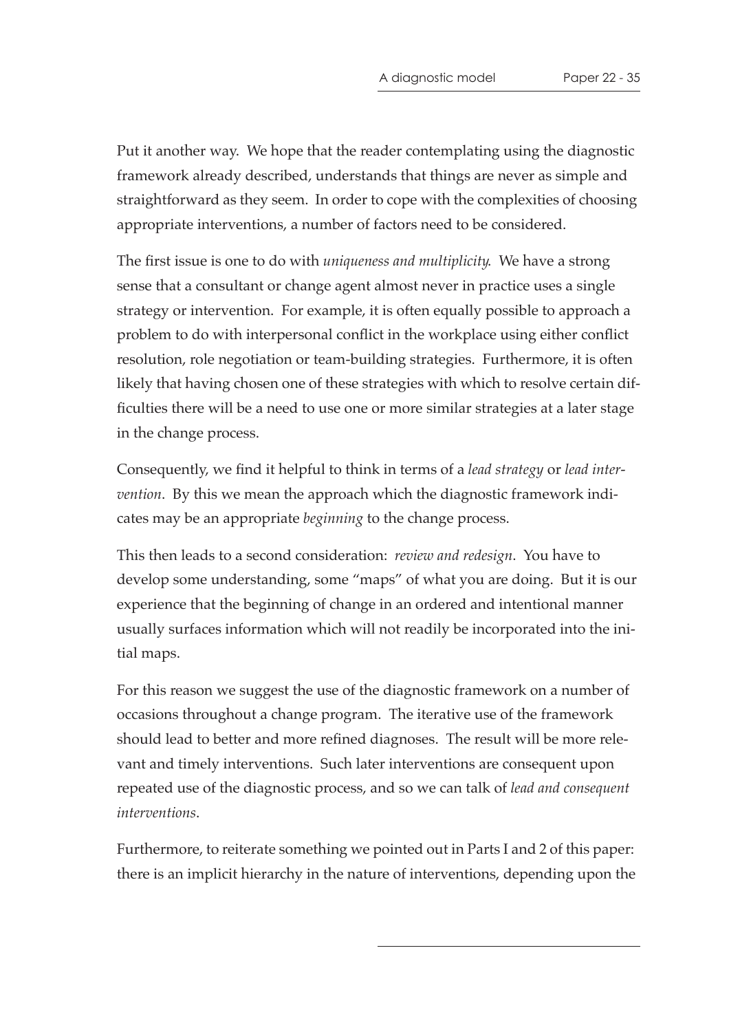Put it another way. We hope that the reader contemplating using the diagnostic framework already described, understands that things are never as simple and straightforward as they seem. In order to cope with the complexities of choosing appropriate interventions, a number of factors need to be considered.

The first issue is one to do with *uniqueness and multiplicity*. We have a strong sense that a consultant or change agent almost never in practice uses a single strategy or intervention. For example, it is often equally possible to approach a problem to do with interpersonal conflict in the workplace using either conflict resolution, role negotiation or team-building strategies. Furthermore, it is often likely that having chosen one of these strategies with which to resolve certain difficulties there will be a need to use one or more similar strategies at a later stage in the change process.

Consequently, we find it helpful to think in terms of a *lead strategy* or *lead intervention*. By this we mean the approach which the diagnostic framework indicates may be an appropriate *beginning* to the change process.

This then leads to a second consideration: *review and redesign*. You have to develop some understanding, some "maps" of what you are doing. But it is our experience that the beginning of change in an ordered and intentional manner usually surfaces information which will not readily be incorporated into the initial maps.

For this reason we suggest the use of the diagnostic framework on a number of occasions throughout a change program. The iterative use of the framework should lead to better and more refined diagnoses. The result will be more relevant and timely interventions. Such later interventions are consequent upon repeated use of the diagnostic process, and so we can talk of *lead and consequent interventions*.

Furthermore, to reiterate something we pointed out in Parts I and 2 of this paper: there is an implicit hierarchy in the nature of interventions, depending upon the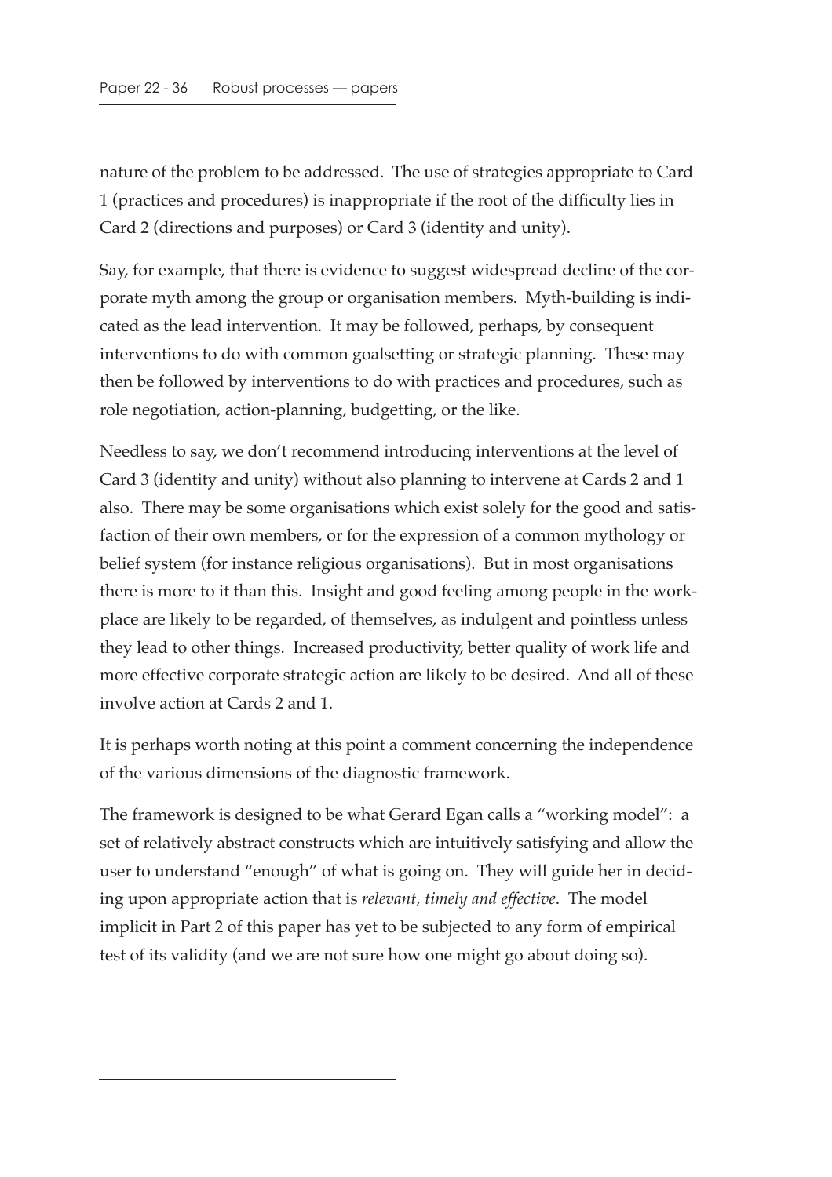nature of the problem to be addressed. The use of strategies appropriate to Card 1 (practices and procedures) is inappropriate if the root of the difficulty lies in Card 2 (directions and purposes) or Card 3 (identity and unity).

Say, for example, that there is evidence to suggest widespread decline of the corporate myth among the group or organisation members. Myth-building is indicated as the lead intervention. It may be followed, perhaps, by consequent interventions to do with common goalsetting or strategic planning. These may then be followed by interventions to do with practices and procedures, such as role negotiation, action-planning, budgetting, or the like.

Needless to say, we don't recommend introducing interventions at the level of Card 3 (identity and unity) without also planning to intervene at Cards 2 and 1 also. There may be some organisations which exist solely for the good and satisfaction of their own members, or for the expression of a common mythology or belief system (for instance religious organisations). But in most organisations there is more to it than this. Insight and good feeling among people in the workplace are likely to be regarded, of themselves, as indulgent and pointless unless they lead to other things. Increased productivity, better quality of work life and more effective corporate strategic action are likely to be desired. And all of these involve action at Cards 2 and 1.

It is perhaps worth noting at this point a comment concerning the independence of the various dimensions of the diagnostic framework.

The framework is designed to be what Gerard Egan calls a "working model": a set of relatively abstract constructs which are intuitively satisfying and allow the user to understand "enough" of what is going on. They will guide her in deciding upon appropriate action that is *relevant, timely and effective*. The model implicit in Part 2 of this paper has yet to be subjected to any form of empirical test of its validity (and we are not sure how one might go about doing so).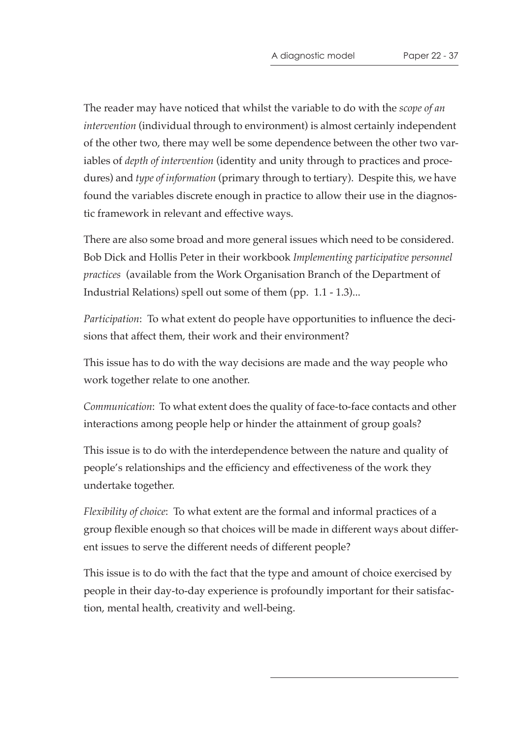The reader may have noticed that whilst the variable to do with the *scope of an intervention* (individual through to environment) is almost certainly independent of the other two, there may well be some dependence between the other two variables of *depth of intervention* (identity and unity through to practices and procedures) and *type of information* (primary through to tertiary). Despite this, we have found the variables discrete enough in practice to allow their use in the diagnostic framework in relevant and effective ways.

There are also some broad and more general issues which need to be considered. Bob Dick and Hollis Peter in their workbook *Implementing participative personnel practices* (available from the Work Organisation Branch of the Department of Industrial Relations) spell out some of them (pp. 1.1 - 1.3)...

*Participation*: To what extent do people have opportunities to influence the decisions that affect them, their work and their environment?

This issue has to do with the way decisions are made and the way people who work together relate to one another.

*Communication*: To what extent does the quality of face-to-face contacts and other interactions among people help or hinder the attainment of group goals?

This issue is to do with the interdependence between the nature and quality of people's relationships and the efficiency and effectiveness of the work they undertake together.

*Flexibility of choice*: To what extent are the formal and informal practices of a group flexible enough so that choices will be made in different ways about different issues to serve the different needs of different people?

This issue is to do with the fact that the type and amount of choice exercised by people in their day-to-day experience is profoundly important for their satisfaction, mental health, creativity and well-being.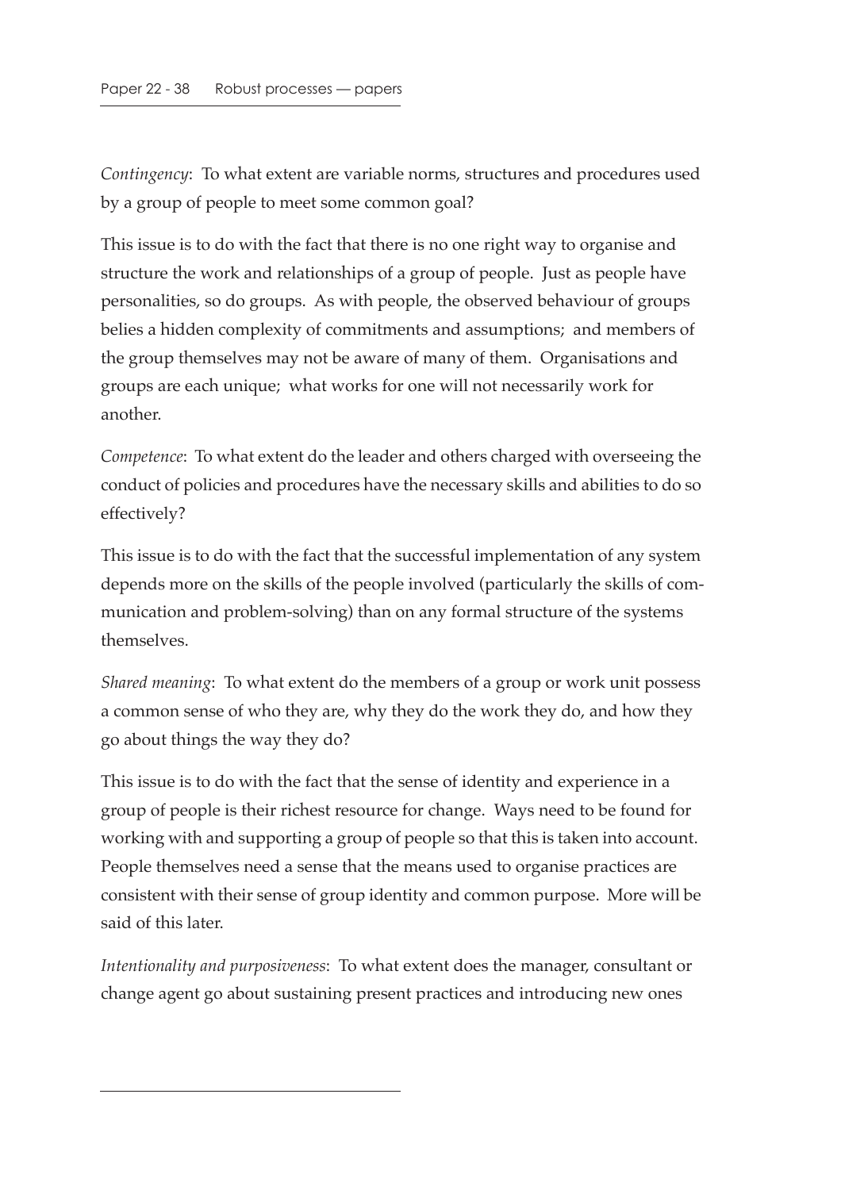*Contingency*: To what extent are variable norms, structures and procedures used by a group of people to meet some common goal?

This issue is to do with the fact that there is no one right way to organise and structure the work and relationships of a group of people. Just as people have personalities, so do groups. As with people, the observed behaviour of groups belies a hidden complexity of commitments and assumptions; and members of the group themselves may not be aware of many of them. Organisations and groups are each unique; what works for one will not necessarily work for another.

*Competence*: To what extent do the leader and others charged with overseeing the conduct of policies and procedures have the necessary skills and abilities to do so effectively?

This issue is to do with the fact that the successful implementation of any system depends more on the skills of the people involved (particularly the skills of communication and problem-solving) than on any formal structure of the systems themselves.

*Shared meaning*: To what extent do the members of a group or work unit possess a common sense of who they are, why they do the work they do, and how they go about things the way they do?

This issue is to do with the fact that the sense of identity and experience in a group of people is their richest resource for change. Ways need to be found for working with and supporting a group of people so that this is taken into account. People themselves need a sense that the means used to organise practices are consistent with their sense of group identity and common purpose. More will be said of this later.

*Intentionality and purposiveness*: To what extent does the manager, consultant or change agent go about sustaining present practices and introducing new ones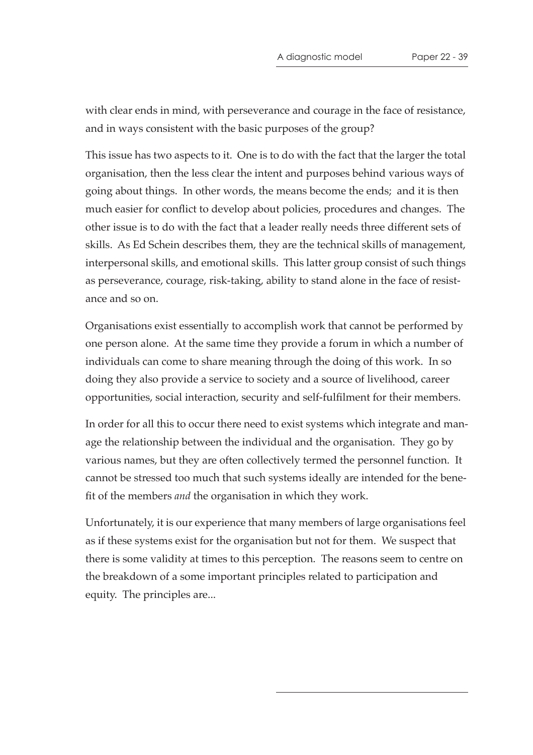with clear ends in mind, with perseverance and courage in the face of resistance, and in ways consistent with the basic purposes of the group?

This issue has two aspects to it. One is to do with the fact that the larger the total organisation, then the less clear the intent and purposes behind various ways of going about things. In other words, the means become the ends; and it is then much easier for conflict to develop about policies, procedures and changes. The other issue is to do with the fact that a leader really needs three different sets of skills. As Ed Schein describes them, they are the technical skills of management, interpersonal skills, and emotional skills. This latter group consist of such things as perseverance, courage, risk-taking, ability to stand alone in the face of resistance and so on.

Organisations exist essentially to accomplish work that cannot be performed by one person alone. At the same time they provide a forum in which a number of individuals can come to share meaning through the doing of this work. In so doing they also provide a service to society and a source of livelihood, career opportunities, social interaction, security and self-fulfilment for their members.

In order for all this to occur there need to exist systems which integrate and manage the relationship between the individual and the organisation. They go by various names, but they are often collectively termed the personnel function. It cannot be stressed too much that such systems ideally are intended for the benefit of the members *and* the organisation in which they work.

Unfortunately, it is our experience that many members of large organisations feel as if these systems exist for the organisation but not for them. We suspect that there is some validity at times to this perception. The reasons seem to centre on the breakdown of a some important principles related to participation and equity. The principles are...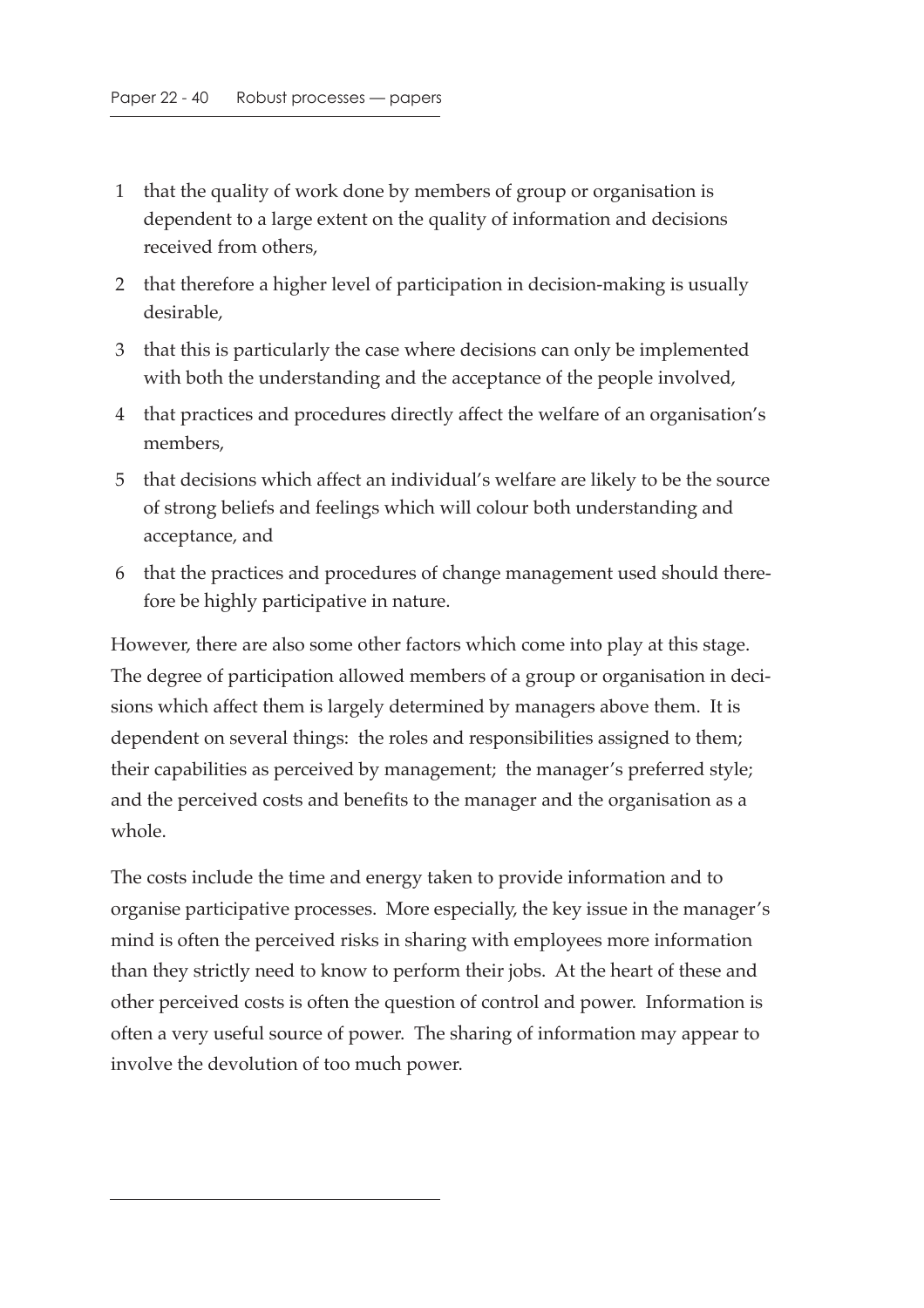1. that the quality of work done by members of group or organisation is dependent to a large extent on the quality of information and decisions received from others,
2. that therefore a higher level of participation in decision-making is usually desirable,
3. that this is particularly the case where decisions can only be implemented with both the understanding and the acceptance of the people involved,
4. that practices and procedures directly affect the welfare of an organisation's members,
5. that decisions which affect an individual's welfare are likely to be the source of strong beliefs and feelings which will colour both understanding and acceptance, and
6. that the practices and procedures of change management used should therefore be highly participative in nature.

However, there are also some other factors which come into play at this stage. The degree of participation allowed members of a group or organisation in decisions which affect them is largely determined by managers above them. It is dependent on several things: the roles and responsibilities assigned to them; their capabilities as perceived by management; the manager's preferred style; and the perceived costs and benefits to the manager and the organisation as a whole.

The costs include the time and energy taken to provide information and to organise participative processes. More especially, the key issue in the manager's mind is often the perceived risks in sharing with employees more information than they strictly need to know to perform their jobs. At the heart of these and other perceived costs is often the question of control and power. Information is often a very useful source of power. The sharing of information may appear to involve the devolution of too much power.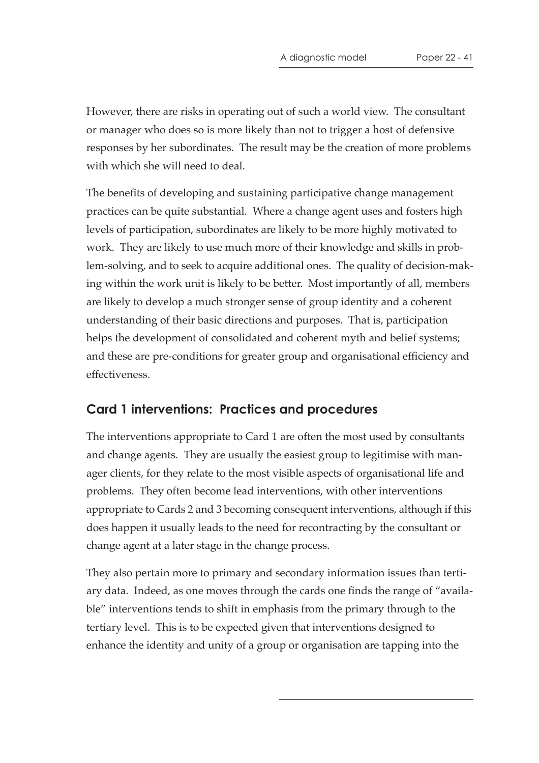However, there are risks in operating out of such a world view. The consultant or manager who does so is more likely than not to trigger a host of defensive responses by her subordinates. The result may be the creation of more problems with which she will need to deal.

The benefits of developing and sustaining participative change management practices can be quite substantial. Where a change agent uses and fosters high levels of participation, subordinates are likely to be more highly motivated to work. They are likely to use much more of their knowledge and skills in problem-solving, and to seek to acquire additional ones. The quality of decision-making within the work unit is likely to be better. Most importantly of all, members are likely to develop a much stronger sense of group identity and a coherent understanding of their basic directions and purposes. That is, participation helps the development of consolidated and coherent myth and belief systems; and these are pre-conditions for greater group and organisational efficiency and effectiveness.

## Card 1 interventions: Practices and procedures

The interventions appropriate to Card 1 are often the most used by consultants and change agents. They are usually the easiest group to legitimise with manager clients, for they relate to the most visible aspects of organisational life and problems. They often become lead interventions, with other interventions appropriate to Cards 2 and 3 becoming consequent interventions, although if this does happen it usually leads to the need for recontracting by the consultant or change agent at a later stage in the change process.

They also pertain more to primary and secondary information issues than tertiary data. Indeed, as one moves through the cards one finds the range of "available" interventions tends to shift in emphasis from the primary through to the tertiary level. This is to be expected given that interventions designed to enhance the identity and unity of a group or organisation are tapping into the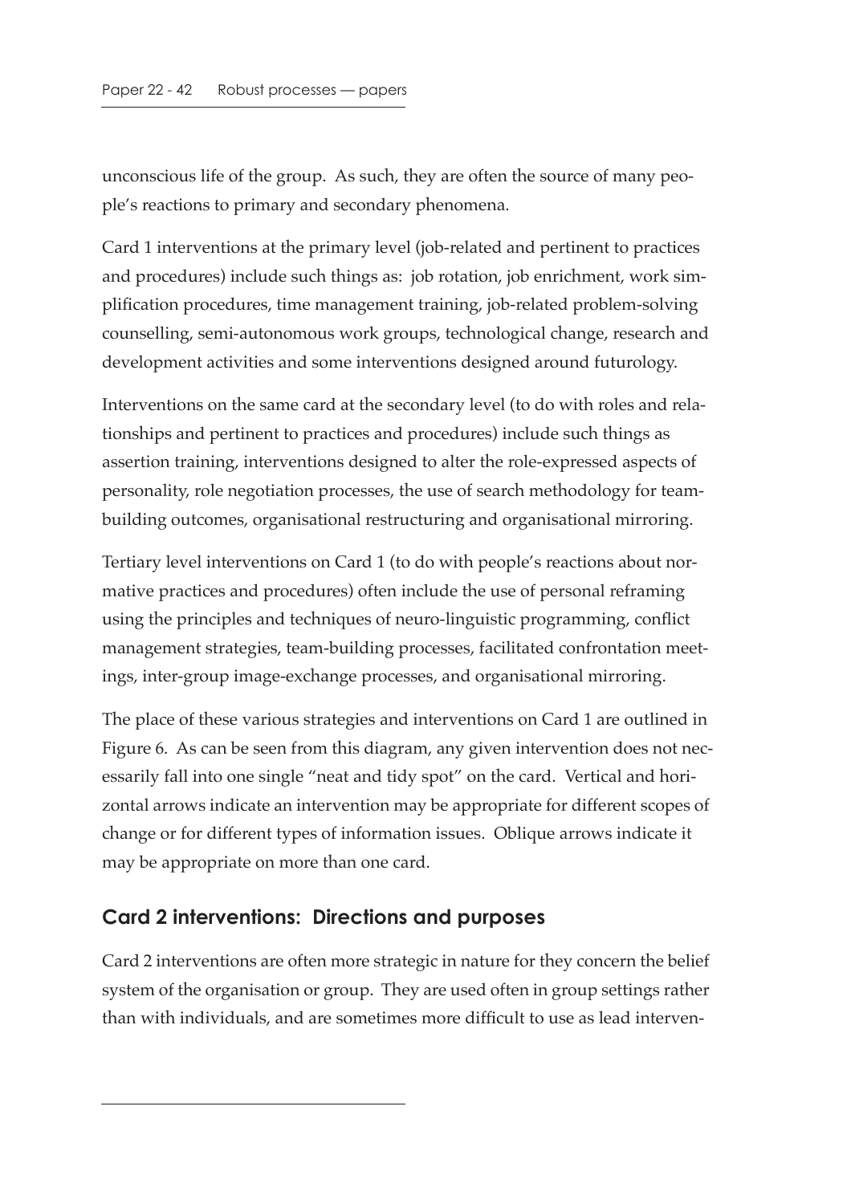unconscious life of the group. As such, they are often the source of many people's reactions to primary and secondary phenomena.

Card 1 interventions at the primary level (job-related and pertinent to practices and procedures) include such things as: job rotation, job enrichment, work simplification procedures, time management training, job-related problem-solving counselling, semi-autonomous work groups, technological change, research and development activities and some interventions designed around futurology.

Interventions on the same card at the secondary level (to do with roles and relationships and pertinent to practices and procedures) include such things as assertion training, interventions designed to alter the role-expressed aspects of personality, role negotiation processes, the use of search methodology for team-building outcomes, organisational restructuring and organisational mirroring.

Tertiary level interventions on Card 1 (to do with people's reactions about normative practices and procedures) often include the use of personal reframing using the principles and techniques of neuro-linguistic programming, conflict management strategies, team-building processes, facilitated confrontation meetings, inter-group image-exchange processes, and organisational mirroring.

The place of these various strategies and interventions on Card 1 are outlined in Figure 6. As can be seen from this diagram, any given intervention does not necessarily fall into one single "neat and tidy spot" on the card. Vertical and horizontal arrows indicate an intervention may be appropriate for different scopes of change or for different types of information issues. Oblique arrows indicate it may be appropriate on more than one card.

## Card 2 interventions: Directions and purposes

Card 2 interventions are often more strategic in nature for they concern the belief system of the organisation or group. They are used often in group settings rather than with individuals, and are sometimes more difficult to use as lead interven-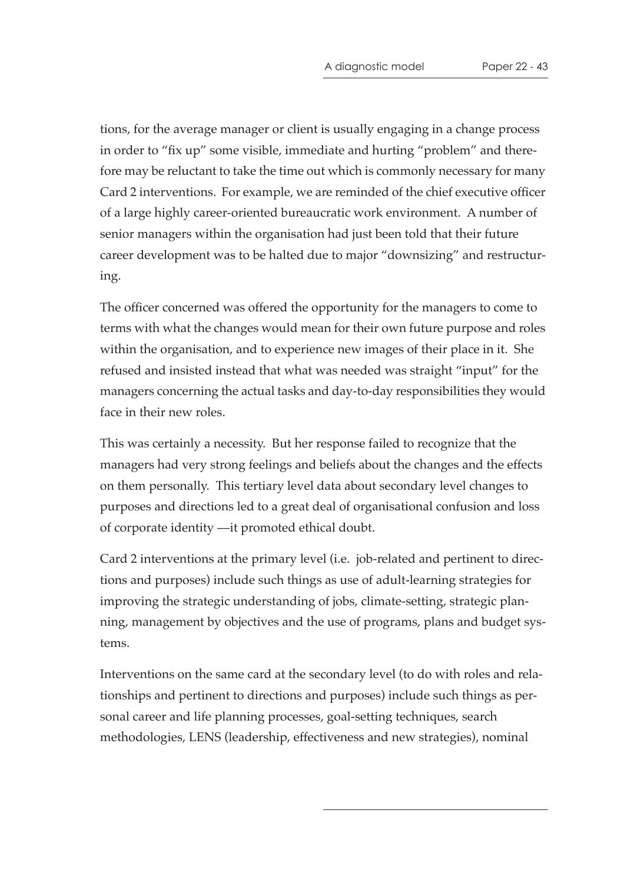tions, for the average manager or client is usually engaging in a change process in order to "fix up" some visible, immediate and hurting "problem" and therefore may be reluctant to take the time out which is commonly necessary for many Card 2 interventions. For example, we are reminded of the chief executive officer of a large highly career-oriented bureaucratic work environment. A number of senior managers within the organisation had just been told that their future career development was to be halted due to major "downsizing" and restructuring.

The officer concerned was offered the opportunity for the managers to come to terms with what the changes would mean for their own future purpose and roles within the organisation, and to experience new images of their place in it. She refused and insisted instead that what was needed was straight "input" for the managers concerning the actual tasks and day-to-day responsibilities they would face in their new roles.

This was certainly a necessity. But her response failed to recognize that the managers had very strong feelings and beliefs about the changes and the effects on them personally. This tertiary level data about secondary level changes to purposes and directions led to a great deal of organisational confusion and loss of corporate identity —it promoted ethical doubt.

Card 2 interventions at the primary level (i.e. job-related and pertinent to directions and purposes) include such things as use of adult-learning strategies for improving the strategic understanding of jobs, climate-setting, strategic planning, management by objectives and the use of programs, plans and budget systems.

Interventions on the same card at the secondary level (to do with roles and relationships and pertinent to directions and purposes) include such things as personal career and life planning processes, goal-setting techniques, search methodologies, LENS (leadership, effectiveness and new strategies), nominal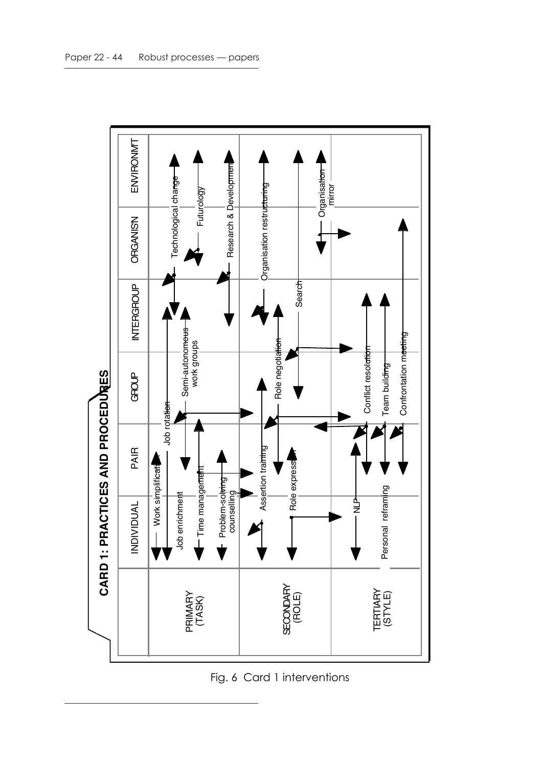**CARD 1: PRACTICES AND PROCEDURES**

| | INDIVIDUAL | PAIR | GROUP | INTERGROUP | ORGANIS'N | ENVIRONM'T |
|---|---|---|---|---|---|---|
| PRIMARY (TASK) | Job enrichment; Time management; Problem-solving counselling | Work simplification; Job rotation | Semi-autonomous work groups | | Technological change; Futurology; Research & Development | |
| SECONDARY (ROLE) | | Assertion training; Role expression | Role negotiation | Search | Organisation restructuring | |
| TERTIARY (STYLE) | NLP; Personal reframing | | Conflict resolution; Team building; Confrontation meeting | | | Organisation mirror |

Fig. 6 Card 1 interventions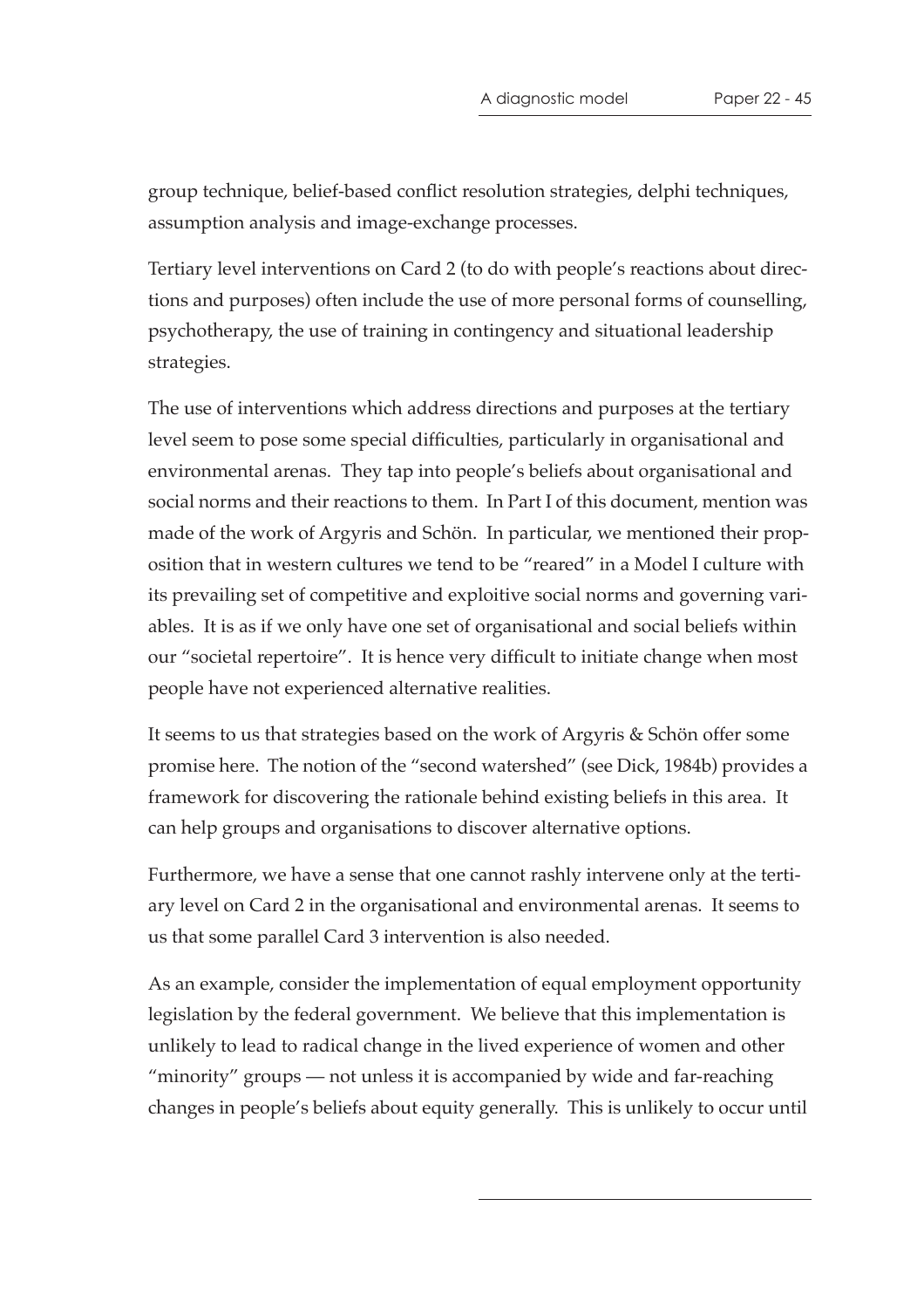group technique, belief-based conflict resolution strategies, delphi techniques, assumption analysis and image-exchange processes.

Tertiary level interventions on Card 2 (to do with people's reactions about directions and purposes) often include the use of more personal forms of counselling, psychotherapy, the use of training in contingency and situational leadership strategies.

The use of interventions which address directions and purposes at the tertiary level seem to pose some special difficulties, particularly in organisational and environmental arenas. They tap into people's beliefs about organisational and social norms and their reactions to them. In Part I of this document, mention was made of the work of Argyris and Schön. In particular, we mentioned their proposition that in western cultures we tend to be "reared" in a Model I culture with its prevailing set of competitive and exploitive social norms and governing variables. It is as if we only have one set of organisational and social beliefs within our "societal repertoire". It is hence very difficult to initiate change when most people have not experienced alternative realities.

It seems to us that strategies based on the work of Argyris & Schön offer some promise here. The notion of the "second watershed" (see Dick, 1984b) provides a framework for discovering the rationale behind existing beliefs in this area. It can help groups and organisations to discover alternative options.

Furthermore, we have a sense that one cannot rashly intervene only at the tertiary level on Card 2 in the organisational and environmental arenas. It seems to us that some parallel Card 3 intervention is also needed.

As an example, consider the implementation of equal employment opportunity legislation by the federal government. We believe that this implementation is unlikely to lead to radical change in the lived experience of women and other "minority" groups — not unless it is accompanied by wide and far-reaching changes in people's beliefs about equity generally. This is unlikely to occur until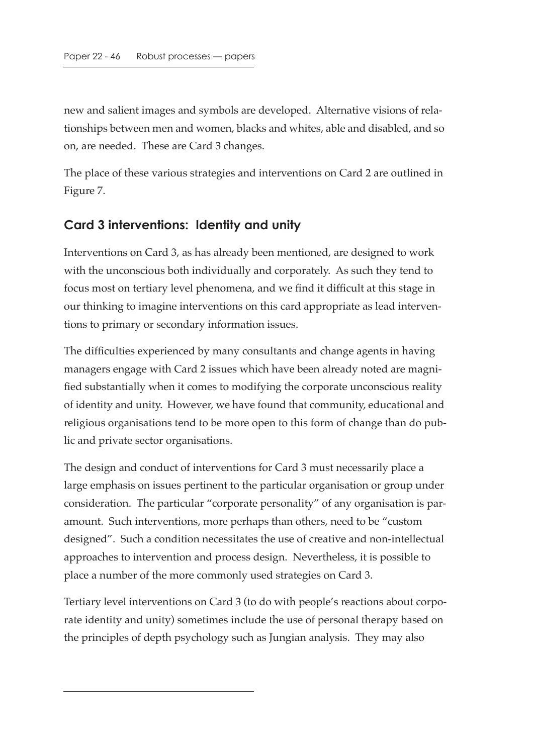new and salient images and symbols are developed. Alternative visions of relationships between men and women, blacks and whites, able and disabled, and so on, are needed. These are Card 3 changes.

The place of these various strategies and interventions on Card 2 are outlined in Figure 7.

## Card 3 interventions: Identity and unity

Interventions on Card 3, as has already been mentioned, are designed to work with the unconscious both individually and corporately. As such they tend to focus most on tertiary level phenomena, and we find it difficult at this stage in our thinking to imagine interventions on this card appropriate as lead interventions to primary or secondary information issues.

The difficulties experienced by many consultants and change agents in having managers engage with Card 2 issues which have been already noted are magnified substantially when it comes to modifying the corporate unconscious reality of identity and unity. However, we have found that community, educational and religious organisations tend to be more open to this form of change than do public and private sector organisations.

The design and conduct of interventions for Card 3 must necessarily place a large emphasis on issues pertinent to the particular organisation or group under consideration. The particular "corporate personality" of any organisation is paramount. Such interventions, more perhaps than others, need to be "custom designed". Such a condition necessitates the use of creative and non-intellectual approaches to intervention and process design. Nevertheless, it is possible to place a number of the more commonly used strategies on Card 3.

Tertiary level interventions on Card 3 (to do with people's reactions about corporate identity and unity) sometimes include the use of personal therapy based on the principles of depth psychology such as Jungian analysis. They may also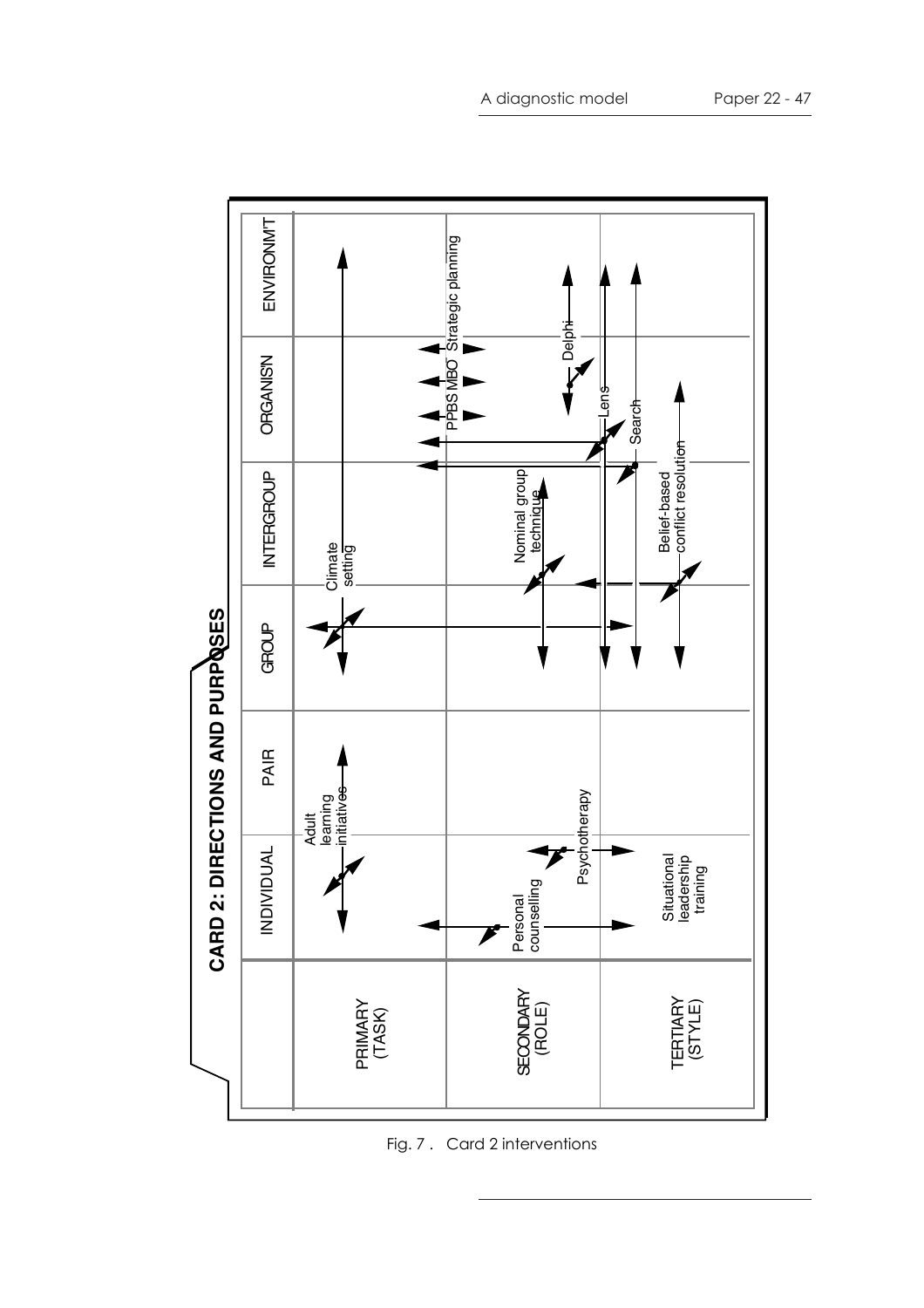## CARD 2: DIRECTIONS AND PURPOSES

| | INDIVIDUAL | PAIR | GROUP | INTERGROUP | ORGANIS'N | ENVIRONM'T |
|---|---|---|---|---|---|---|
| PRIMARY (TASK) | Adult learning initiatives | | Climate setting | | | |
| SECONDARY (ROLE) | Personal counselling | Psychotherapy | | Nominal group technique | PPBS MBO | Strategic planning |
| TERTIARY (STYLE) | Situational leadership training | | | Belief-based conflict resolution | Lens, Search | Delphi |

Fig. 7 . Card 2 interventions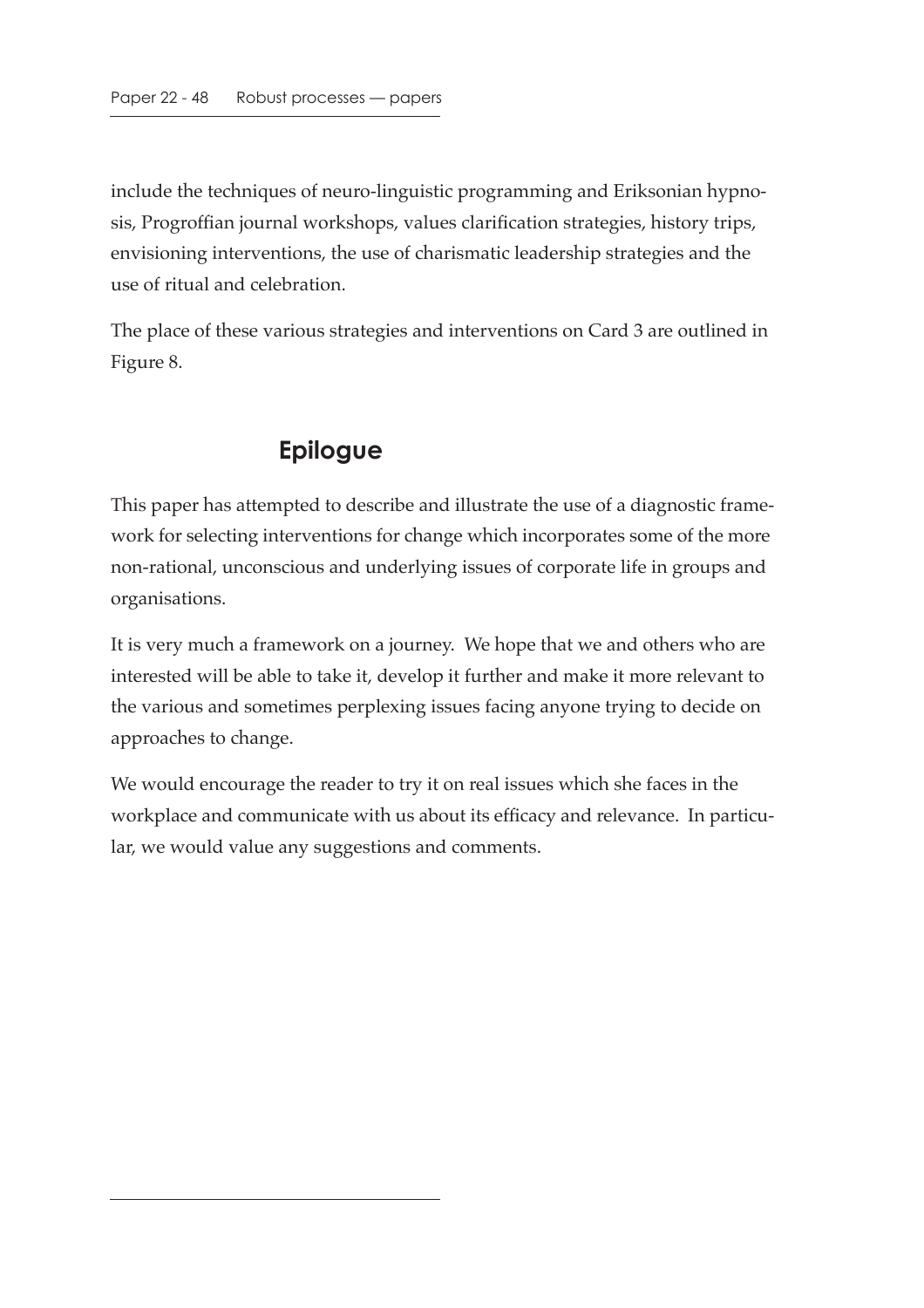include the techniques of neuro-linguistic programming and Eriksonian hypnosis, Progroffian journal workshops, values clarification strategies, history trips, envisioning interventions, the use of charismatic leadership strategies and the use of ritual and celebration.

The place of these various strategies and interventions on Card 3 are outlined in Figure 8.

## Epilogue

This paper has attempted to describe and illustrate the use of a diagnostic framework for selecting interventions for change which incorporates some of the more non-rational, unconscious and underlying issues of corporate life in groups and organisations.

It is very much a framework on a journey. We hope that we and others who are interested will be able to take it, develop it further and make it more relevant to the various and sometimes perplexing issues facing anyone trying to decide on approaches to change.

We would encourage the reader to try it on real issues which she faces in the workplace and communicate with us about its efficacy and relevance. In particular, we would value any suggestions and comments.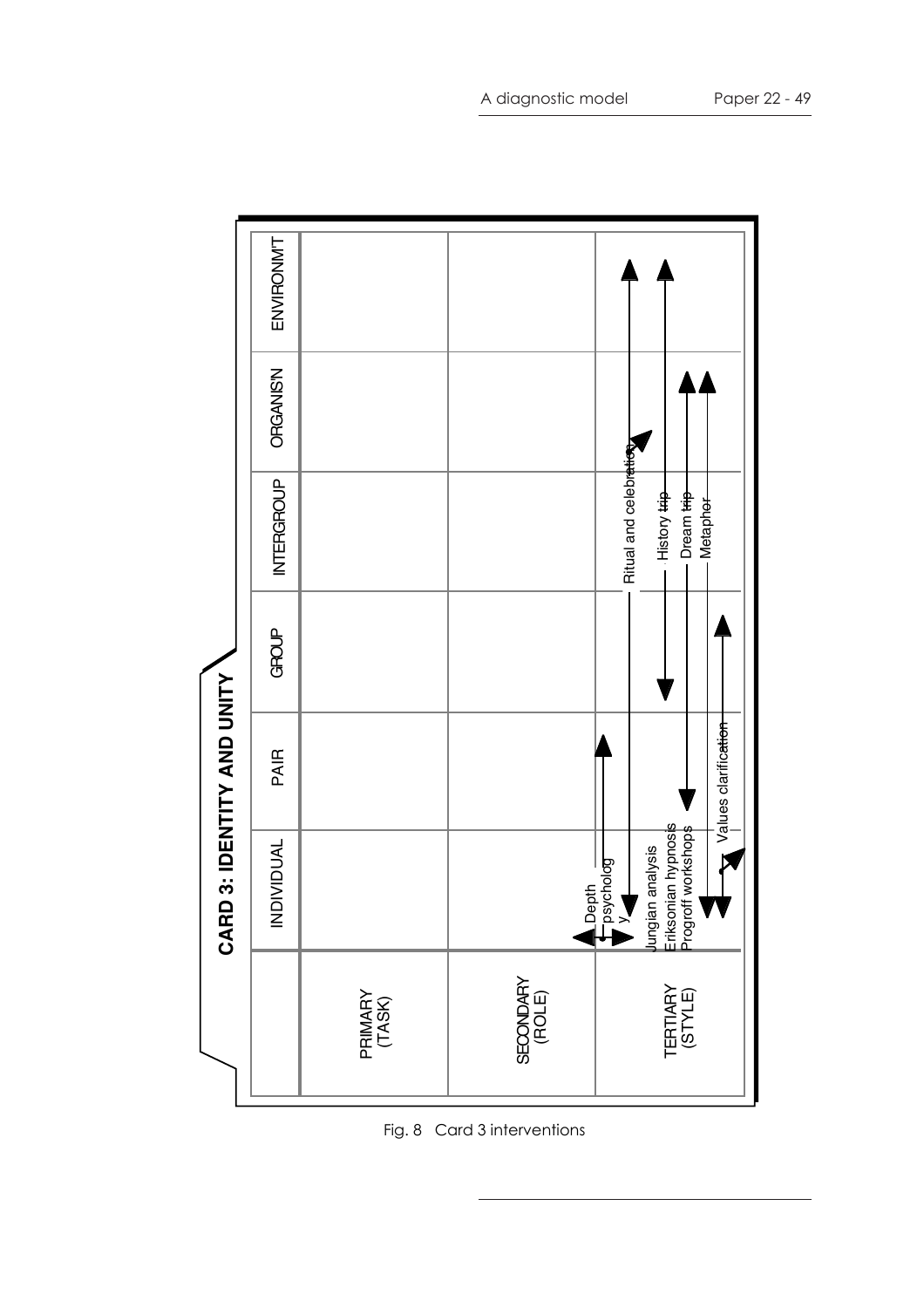**CARD 3: IDENTITY AND UNITY**

|  | INDIVIDUAL | PAIR | GROUP | INTERGROUP | ORGANIS'N | ENVIRONM'T |
|---|---|---|---|---|---|---|
| PRIMARY (TASK) | | | | | | |
| SECONDARY (ROLE) | | | | | | |
| TERTIARY (STYLE) | Depth psychology; Jungian analysis; Eriksonian hypnosis; Progroff workshops | Values clarification | | Ritual and celebration; History trip; Dream trip; Metaphor | | |

Fig. 8 Card 3 interventions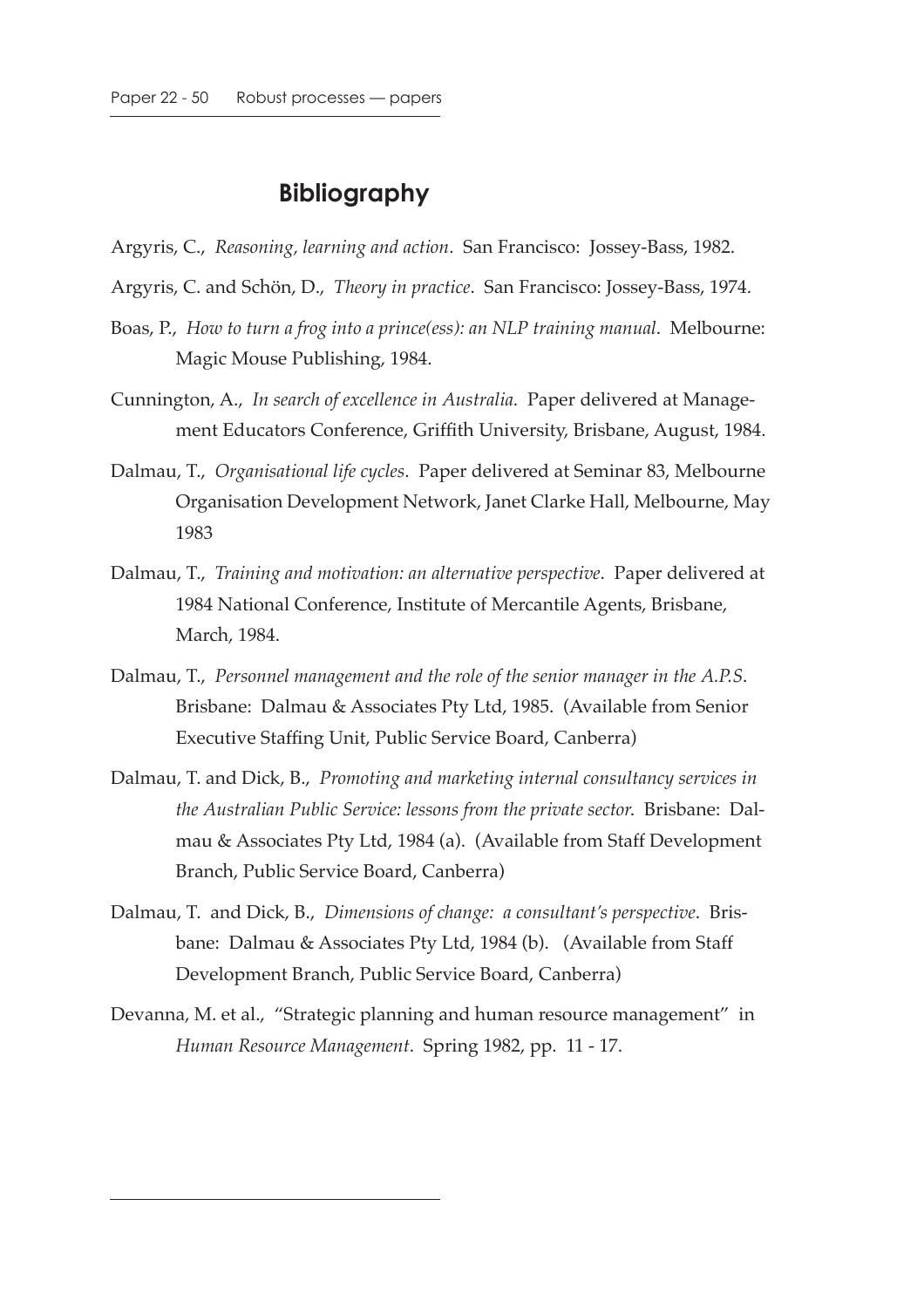## Bibliography

Argyris, C., *Reasoning, learning and action*. San Francisco: Jossey-Bass, 1982.

Argyris, C. and Schön, D., *Theory in practice*. San Francisco: Jossey-Bass, 1974.

Boas, P., *How to turn a frog into a prince(ess): an NLP training manual*. Melbourne: Magic Mouse Publishing, 1984.

Cunnington, A., *In search of excellence in Australia*. Paper delivered at Management Educators Conference, Griffith University, Brisbane, August, 1984.

Dalmau, T., *Organisational life cycles*. Paper delivered at Seminar 83, Melbourne Organisation Development Network, Janet Clarke Hall, Melbourne, May 1983

Dalmau, T., *Training and motivation: an alternative perspective*. Paper delivered at 1984 National Conference, Institute of Mercantile Agents, Brisbane, March, 1984.

Dalmau, T., *Personnel management and the role of the senior manager in the A.P.S*. Brisbane: Dalmau & Associates Pty Ltd, 1985. (Available from Senior Executive Staffing Unit, Public Service Board, Canberra)

Dalmau, T. and Dick, B., *Promoting and marketing internal consultancy services in the Australian Public Service: lessons from the private sector*. Brisbane: Dalmau & Associates Pty Ltd, 1984 (a). (Available from Staff Development Branch, Public Service Board, Canberra)

Dalmau, T. and Dick, B., *Dimensions of change: a consultant's perspective*. Brisbane: Dalmau & Associates Pty Ltd, 1984 (b). (Available from Staff Development Branch, Public Service Board, Canberra)

Devanna, M. et al., "Strategic planning and human resource management" in *Human Resource Management*. Spring 1982, pp. 11 - 17.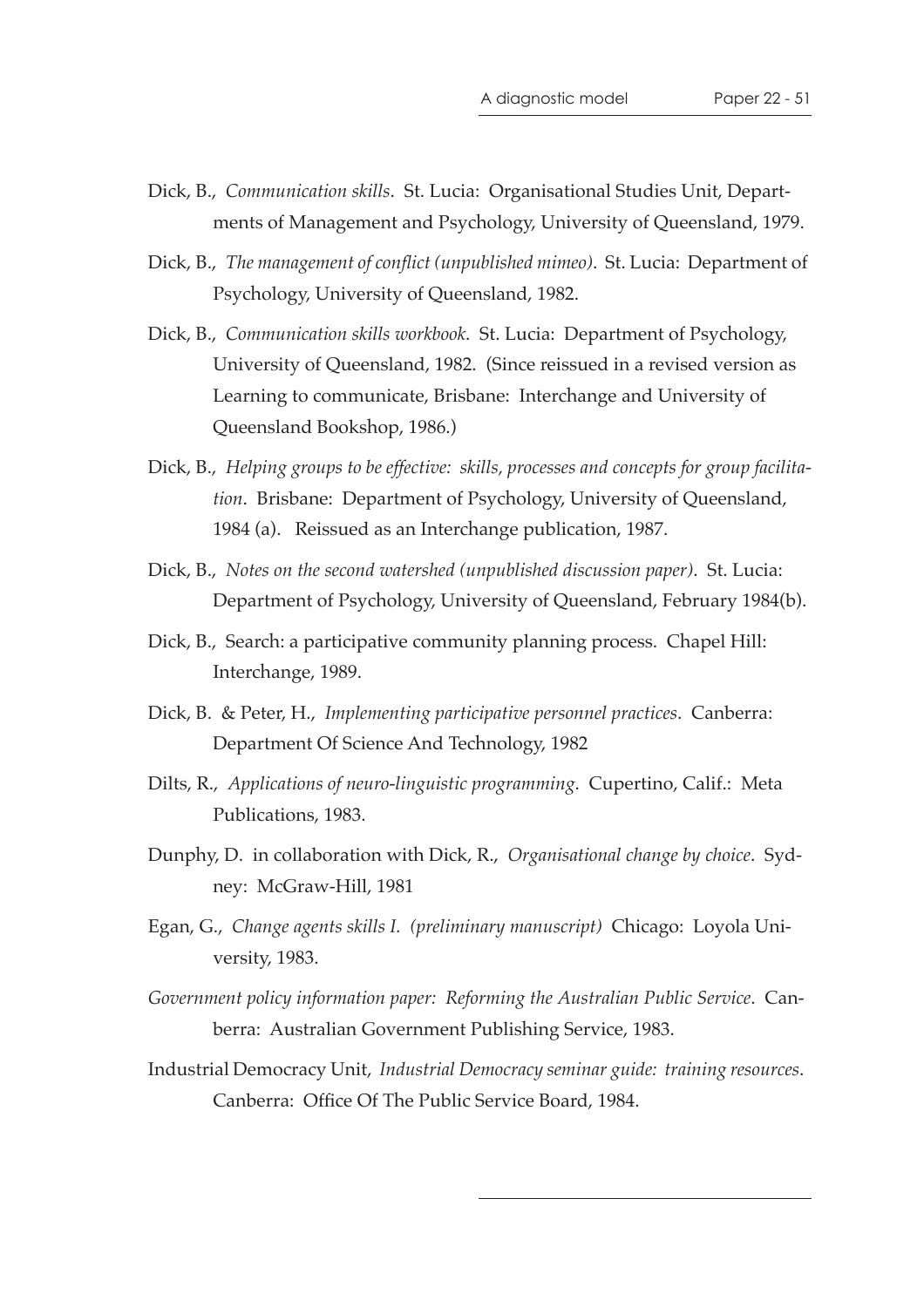Dick, B., *Communication skills*. St. Lucia: Organisational Studies Unit, Departments of Management and Psychology, University of Queensland, 1979.

Dick, B., *The management of conflict (unpublished mimeo)*. St. Lucia: Department of Psychology, University of Queensland, 1982.

Dick, B., *Communication skills workbook*. St. Lucia: Department of Psychology, University of Queensland, 1982. (Since reissued in a revised version as Learning to communicate, Brisbane: Interchange and University of Queensland Bookshop, 1986.)

Dick, B., *Helping groups to be effective: skills, processes and concepts for group facilitation*. Brisbane: Department of Psychology, University of Queensland, 1984 (a). Reissued as an Interchange publication, 1987.

Dick, B., *Notes on the second watershed (unpublished discussion paper)*. St. Lucia: Department of Psychology, University of Queensland, February 1984(b).

Dick, B., Search: a participative community planning process. Chapel Hill: Interchange, 1989.

Dick, B. & Peter, H., *Implementing participative personnel practices*. Canberra: Department Of Science And Technology, 1982

Dilts, R., *Applications of neuro-linguistic programming*. Cupertino, Calif.: Meta Publications, 1983.

Dunphy, D. in collaboration with Dick, R., *Organisational change by choice*. Sydney: McGraw-Hill, 1981

Egan, G., *Change agents skills I. (preliminary manuscript)* Chicago: Loyola University, 1983.

*Government policy information paper: Reforming the Australian Public Service*. Canberra: Australian Government Publishing Service, 1983.

Industrial Democracy Unit, *Industrial Democracy seminar guide: training resources*. Canberra: Office Of The Public Service Board, 1984.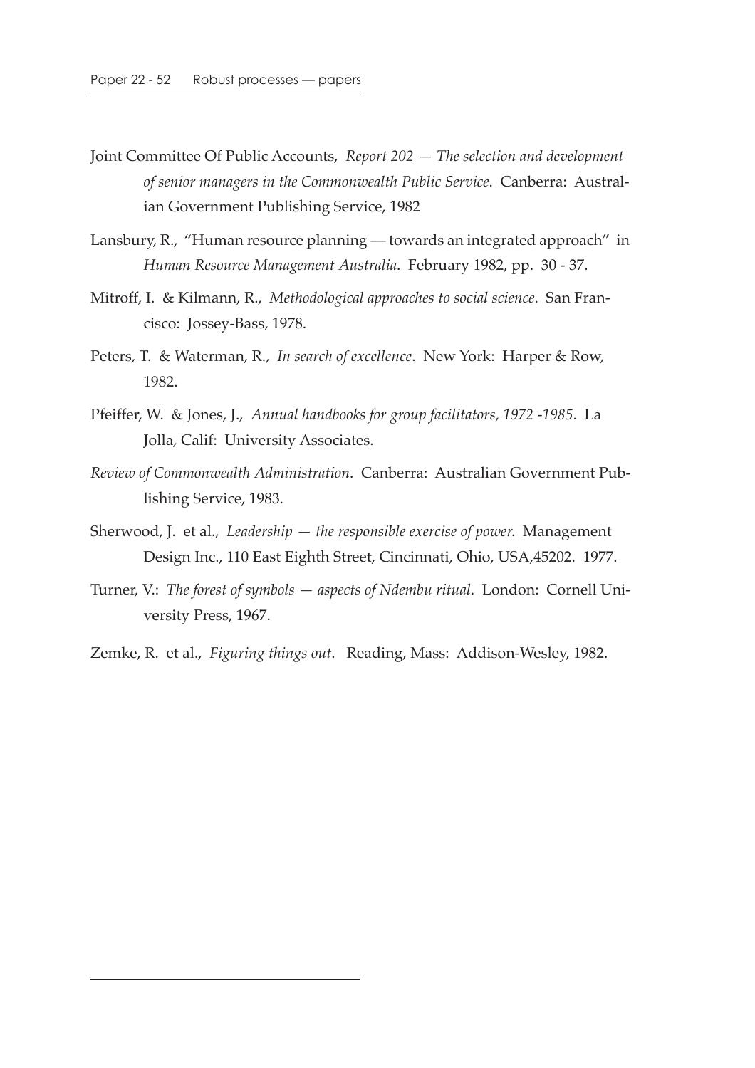Joint Committee Of Public Accounts, *Report 202 — The selection and development of senior managers in the Commonwealth Public Service*. Canberra: Australian Government Publishing Service, 1982

Lansbury, R., "Human resource planning — towards an integrated approach" in *Human Resource Management Australia*. February 1982, pp. 30 - 37.

Mitroff, I. & Kilmann, R., *Methodological approaches to social science*. San Francisco: Jossey-Bass, 1978.

Peters, T. & Waterman, R., *In search of excellence*. New York: Harper & Row, 1982.

Pfeiffer, W. & Jones, J., *Annual handbooks for group facilitators, 1972 -1985*. La Jolla, Calif: University Associates.

*Review of Commonwealth Administration*. Canberra: Australian Government Publishing Service, 1983.

Sherwood, J. et al., *Leadership — the responsible exercise of power.* Management Design Inc., 110 East Eighth Street, Cincinnati, Ohio, USA,45202. 1977.

Turner, V.: *The forest of symbols — aspects of Ndembu ritual*. London: Cornell University Press, 1967.

Zemke, R. et al., *Figuring things out*. Reading, Mass: Addison-Wesley, 1982.